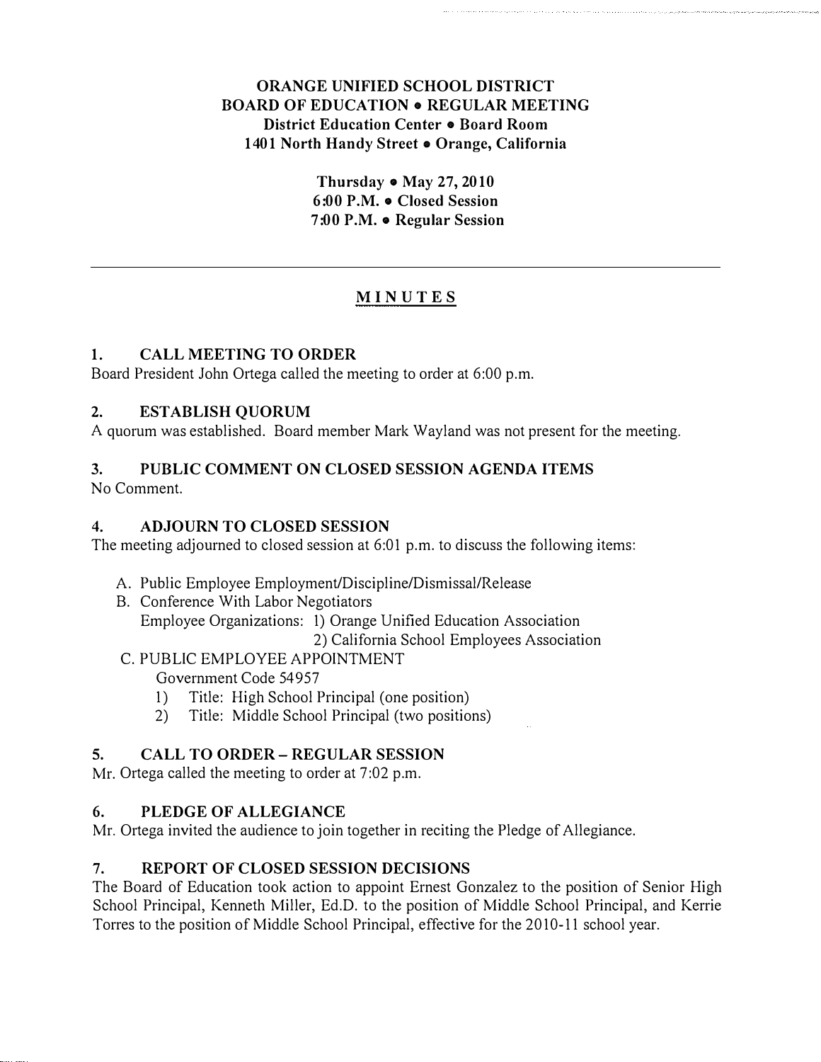**ORANGE UNIFIED SCHOOL DISTRICT**
**BOARD OF EDUCATION • REGULAR MEETING**
**District Education Center • Board Room**
**1401 North Handy Street • Orange, California**

**Thursday • May 27, 2010**
**6:00 P.M. • Closed Session**
**7:00 P.M. • Regular Session**

---

# MINUTES

## 1. CALL MEETING TO ORDER

Board President John Ortega called the meeting to order at 6:00 p.m.

## 2. ESTABLISH QUORUM

A quorum was established. Board member Mark Wayland was not present for the meeting.

## 3. PUBLIC COMMENT ON CLOSED SESSION AGENDA ITEMS

No Comment.

## 4. ADJOURN TO CLOSED SESSION

The meeting adjourned to closed session at 6:01 p.m. to discuss the following items:

A. Public Employee Employment/Discipline/Dismissal/Release

B. Conference With Labor Negotiators
   Employee Organizations: 1) Orange Unified Education Association
   2) California School Employees Association

C. PUBLIC EMPLOYEE APPOINTMENT
   Government Code 54957
   1) Title: High School Principal (one position)
   2) Title: Middle School Principal (two positions)

## 5. CALL TO ORDER – REGULAR SESSION

Mr. Ortega called the meeting to order at 7:02 p.m.

## 6. PLEDGE OF ALLEGIANCE

Mr. Ortega invited the audience to join together in reciting the Pledge of Allegiance.

## 7. REPORT OF CLOSED SESSION DECISIONS

The Board of Education took action to appoint Ernest Gonzalez to the position of Senior High School Principal, Kenneth Miller, Ed.D. to the position of Middle School Principal, and Kerrie Torres to the position of Middle School Principal, effective for the 2010-11 school year.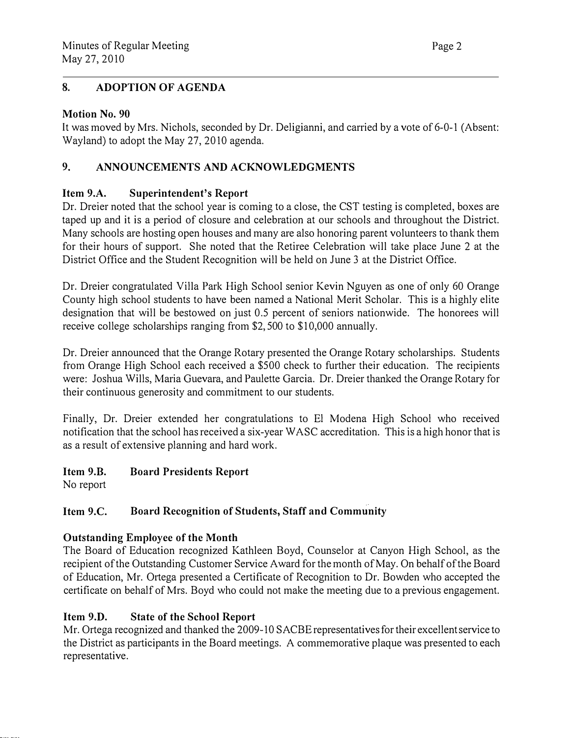## 8. ADOPTION OF AGENDA

**Motion No. 90**
It was moved by Mrs. Nichols, seconded by Dr. Deligianni, and carried by a vote of 6-0-1 (Absent: Wayland) to adopt the May 27, 2010 agenda.

## 9. ANNOUNCEMENTS AND ACKNOWLEDGMENTS

### Item 9.A. Superintendent's Report

Dr. Dreier noted that the school year is coming to a close, the CST testing is completed, boxes are taped up and it is a period of closure and celebration at our schools and throughout the District. Many schools are hosting open houses and many are also honoring parent volunteers to thank them for their hours of support. She noted that the Retiree Celebration will take place June 2 at the District Office and the Student Recognition will be held on June 3 at the District Office.

Dr. Dreier congratulated Villa Park High School senior Kevin Nguyen as one of only 60 Orange County high school students to have been named a National Merit Scholar. This is a highly elite designation that will be bestowed on just 0.5 percent of seniors nationwide. The honorees will receive college scholarships ranging from $2,500 to $10,000 annually.

Dr. Dreier announced that the Orange Rotary presented the Orange Rotary scholarships. Students from Orange High School each received a $500 check to further their education. The recipients were: Joshua Wills, Maria Guevara, and Paulette Garcia. Dr. Dreier thanked the Orange Rotary for their continuous generosity and commitment to our students.

Finally, Dr. Dreier extended her congratulations to El Modena High School who received notification that the school has received a six-year WASC accreditation. This is a high honor that is as a result of extensive planning and hard work.

### Item 9.B. Board Presidents Report

No report

### Item 9.C. Board Recognition of Students, Staff and Community

**Outstanding Employee of the Month**
The Board of Education recognized Kathleen Boyd, Counselor at Canyon High School, as the recipient of the Outstanding Customer Service Award for the month of May. On behalf of the Board of Education, Mr. Ortega presented a Certificate of Recognition to Dr. Bowden who accepted the certificate on behalf of Mrs. Boyd who could not make the meeting due to a previous engagement.

### Item 9.D. State of the School Report

Mr. Ortega recognized and thanked the 2009-10 SACBE representatives for their excellent service to the District as participants in the Board meetings. A commemorative plaque was presented to each representative.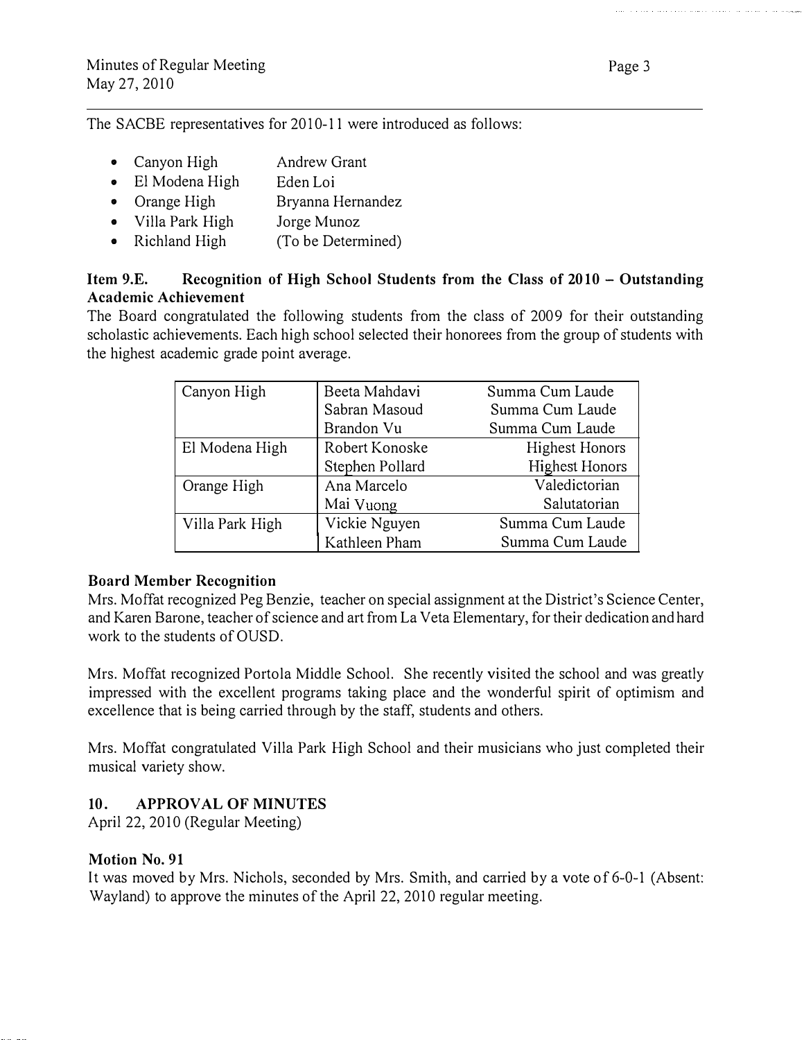The SACBE representatives for 2010-11 were introduced as follows:

- Canyon High Andrew Grant
- El Modena High Eden Loi
- Orange High Bryanna Hernandez
- Villa Park High Jorge Munoz
- Richland High (To be Determined)

**Item 9.E. Recognition of High School Students from the Class of 2010 – Outstanding Academic Achievement**

The Board congratulated the following students from the class of 2009 for their outstanding scholastic achievements. Each high school selected their honorees from the group of students with the highest academic grade point average.

| School | Student | Honor |
|---|---|---|
| Canyon High | Beeta Mahdavi | Summa Cum Laude |
| | Sabran Masoud | Summa Cum Laude |
| | Brandon Vu | Summa Cum Laude |
| El Modena High | Robert Konoske | Highest Honors |
| | Stephen Pollard | Highest Honors |
| Orange High | Ana Marcelo | Valedictorian |
| | Mai Vuong | Salutatorian |
| Villa Park High | Vickie Nguyen | Summa Cum Laude |
| | Kathleen Pham | Summa Cum Laude |

**Board Member Recognition**

Mrs. Moffat recognized Peg Benzie, teacher on special assignment at the District's Science Center, and Karen Barone, teacher of science and art from La Veta Elementary, for their dedication and hard work to the students of OUSD.

Mrs. Moffat recognized Portola Middle School. She recently visited the school and was greatly impressed with the excellent programs taking place and the wonderful spirit of optimism and excellence that is being carried through by the staff, students and others.

Mrs. Moffat congratulated Villa Park High School and their musicians who just completed their musical variety show.

## 10. APPROVAL OF MINUTES

April 22, 2010 (Regular Meeting)

**Motion No. 91**

It was moved by Mrs. Nichols, seconded by Mrs. Smith, and carried by a vote of 6-0-1 (Absent: Wayland) to approve the minutes of the April 22, 2010 regular meeting.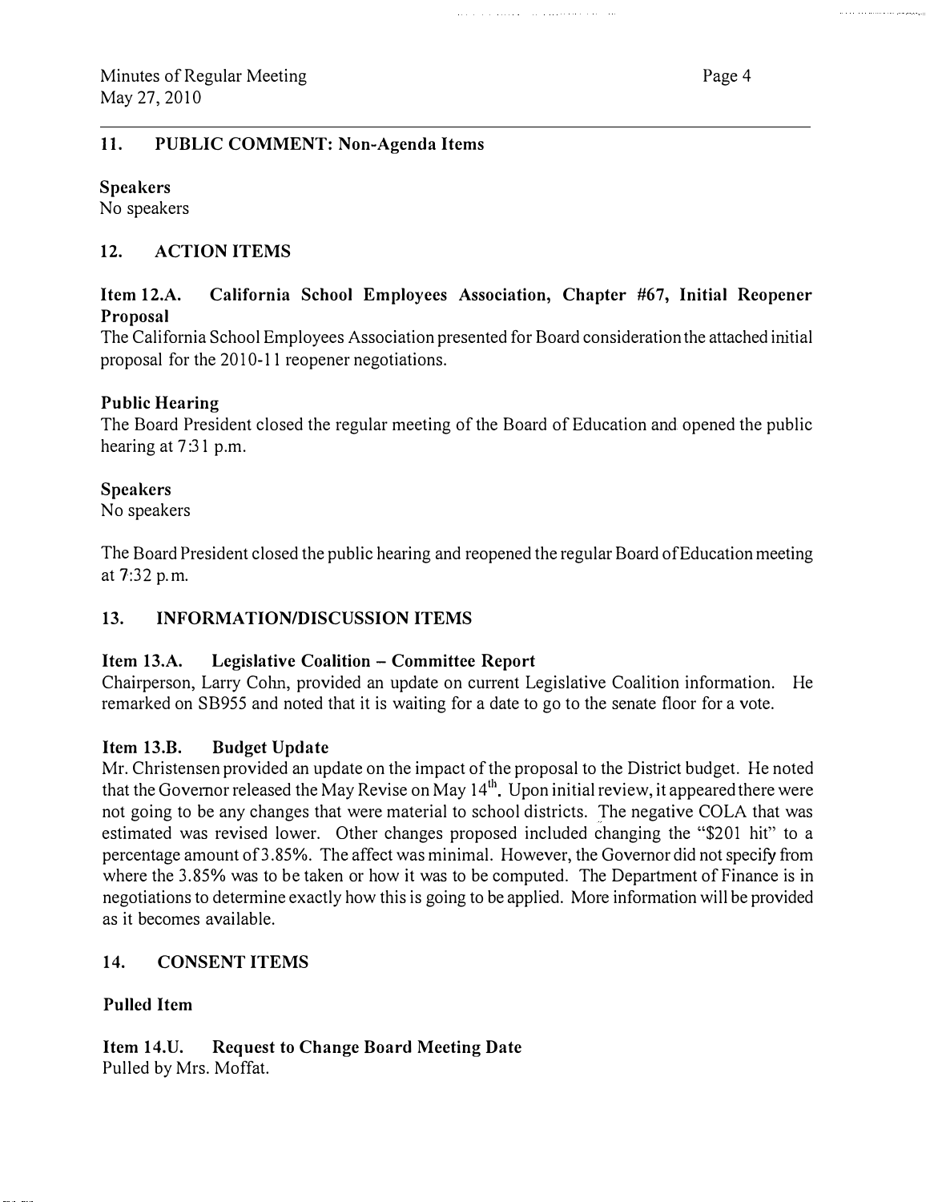## 11. PUBLIC COMMENT: Non-Agenda Items

**Speakers**
No speakers

## 12. ACTION ITEMS

### Item 12.A. California School Employees Association, Chapter #67, Initial Reopener Proposal

The California School Employees Association presented for Board consideration the attached initial proposal for the 2010-11 reopener negotiations.

**Public Hearing**
The Board President closed the regular meeting of the Board of Education and opened the public hearing at 7:31 p.m.

**Speakers**
No speakers

The Board President closed the public hearing and reopened the regular Board of Education meeting at 7:32 p.m.

## 13. INFORMATION/DISCUSSION ITEMS

### Item 13.A. Legislative Coalition – Committee Report

Chairperson, Larry Cohn, provided an update on current Legislative Coalition information. He remarked on SB955 and noted that it is waiting for a date to go to the senate floor for a vote.

### Item 13.B. Budget Update

Mr. Christensen provided an update on the impact of the proposal to the District budget. He noted that the Governor released the May Revise on May 14th. Upon initial review, it appeared there were not going to be any changes that were material to school districts. The negative COLA that was estimated was revised lower. Other changes proposed included changing the "$201 hit" to a percentage amount of 3.85%. The affect was minimal. However, the Governor did not specify from where the 3.85% was to be taken or how it was to be computed. The Department of Finance is in negotiations to determine exactly how this is going to be applied. More information will be provided as it becomes available.

## 14. CONSENT ITEMS

**Pulled Item**

### Item 14.U. Request to Change Board Meeting Date

Pulled by Mrs. Moffat.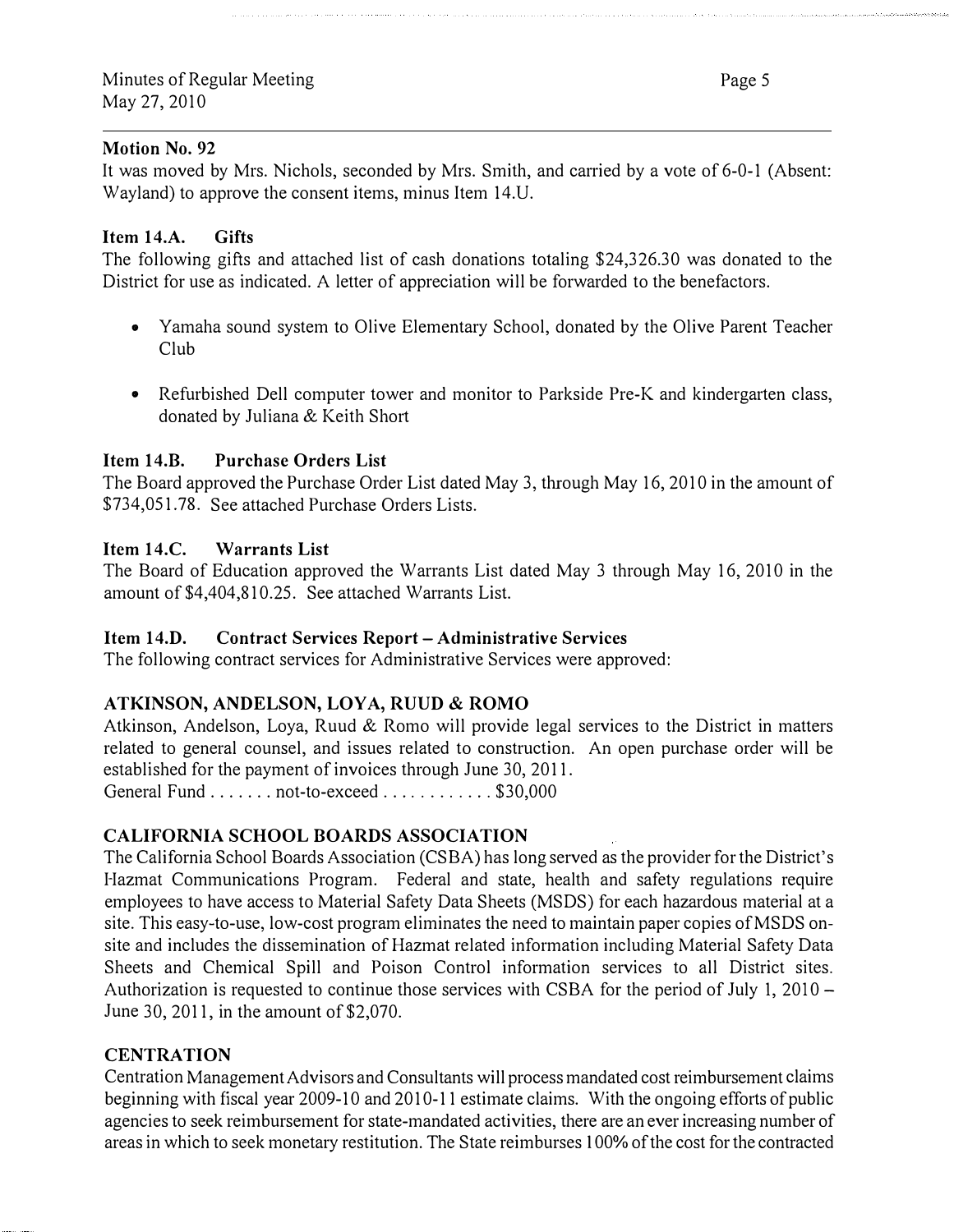**Motion No. 92**

It was moved by Mrs. Nichols, seconded by Mrs. Smith, and carried by a vote of 6-0-1 (Absent: Wayland) to approve the consent items, minus Item 14.U.

**Item 14.A. Gifts**

The following gifts and attached list of cash donations totaling $24,326.30 was donated to the District for use as indicated. A letter of appreciation will be forwarded to the benefactors.

- Yamaha sound system to Olive Elementary School, donated by the Olive Parent Teacher Club
- Refurbished Dell computer tower and monitor to Parkside Pre-K and kindergarten class, donated by Juliana & Keith Short

**Item 14.B. Purchase Orders List**

The Board approved the Purchase Order List dated May 3, through May 16, 2010 in the amount of $734,051.78. See attached Purchase Orders Lists.

**Item 14.C. Warrants List**

The Board of Education approved the Warrants List dated May 3 through May 16, 2010 in the amount of $4,404,810.25. See attached Warrants List.

**Item 14.D. Contract Services Report – Administrative Services**

The following contract services for Administrative Services were approved:

**ATKINSON, ANDELSON, LOYA, RUUD & ROMO**

Atkinson, Andelson, Loya, Ruud & Romo will provide legal services to the District in matters related to general counsel, and issues related to construction. An open purchase order will be established for the payment of invoices through June 30, 2011.
General Fund . . . . . . . not-to-exceed . . . . . . . . . . . . $30,000

**CALIFORNIA SCHOOL BOARDS ASSOCIATION**

The California School Boards Association (CSBA) has long served as the provider for the District's Hazmat Communications Program. Federal and state, health and safety regulations require employees to have access to Material Safety Data Sheets (MSDS) for each hazardous material at a site. This easy-to-use, low-cost program eliminates the need to maintain paper copies of MSDS on-site and includes the dissemination of Hazmat related information including Material Safety Data Sheets and Chemical Spill and Poison Control information services to all District sites. Authorization is requested to continue those services with CSBA for the period of July 1, 2010 – June 30, 2011, in the amount of $2,070.

**CENTRATION**

Centration Management Advisors and Consultants will process mandated cost reimbursement claims beginning with fiscal year 2009-10 and 2010-11 estimate claims. With the ongoing efforts of public agencies to seek reimbursement for state-mandated activities, there are an ever increasing number of areas in which to seek monetary restitution. The State reimburses 100% of the cost for the contracted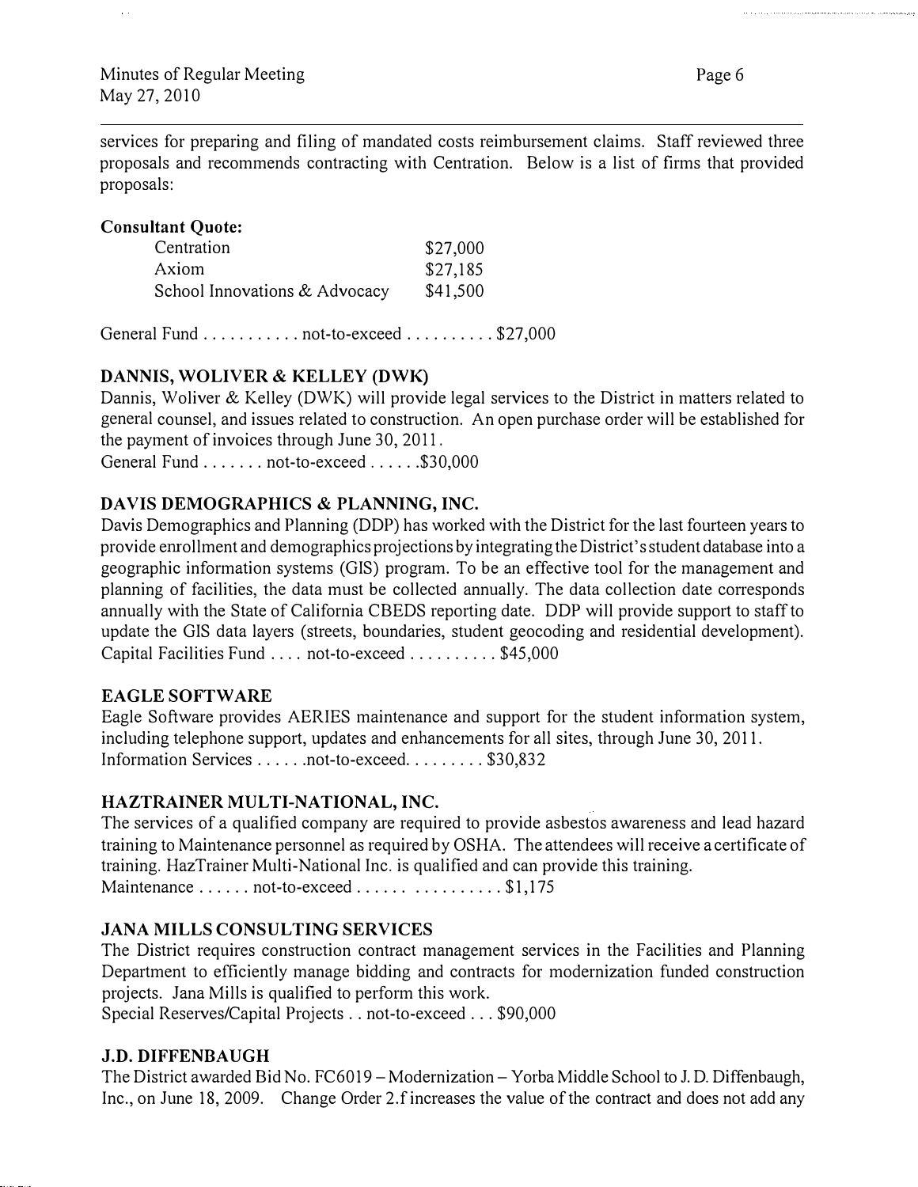services for preparing and filing of mandated costs reimbursement claims. Staff reviewed three proposals and recommends contracting with Centration. Below is a list of firms that provided proposals:

**Consultant Quote:**

| Firm | Quote |
|---|---|
| Centration | $27,000 |
| Axiom | $27,185 |
| School Innovations & Advocacy | $41,500 |

General Fund . . . . . . . . . . . not-to-exceed . . . . . . . . . . $27,000

**DANNIS, WOLIVER & KELLEY (DWK)**

Dannis, Woliver & Kelley (DWK) will provide legal services to the District in matters related to general counsel, and issues related to construction. An open purchase order will be established for the payment of invoices through June 30, 2011.
General Fund . . . . . . . not-to-exceed . . . . . .$30,000

**DAVIS DEMOGRAPHICS & PLANNING, INC.**

Davis Demographics and Planning (DDP) has worked with the District for the last fourteen years to provide enrollment and demographics projections by integrating the District's student database into a geographic information systems (GIS) program. To be an effective tool for the management and planning of facilities, the data must be collected annually. The data collection date corresponds annually with the State of California CBEDS reporting date. DDP will provide support to staff to update the GIS data layers (streets, boundaries, student geocoding and residential development).
Capital Facilities Fund . . . . not-to-exceed . . . . . . . . . . $45,000

**EAGLE SOFTWARE**

Eagle Software provides AERIES maintenance and support for the student information system, including telephone support, updates and enhancements for all sites, through June 30, 2011.
Information Services . . . . . .not-to-exceed. . . . . . . . . $30,832

**HAZTRAINER MULTI-NATIONAL, INC.**

The services of a qualified company are required to provide asbestos awareness and lead hazard training to Maintenance personnel as required by OSHA. The attendees will receive a certificate of training. HazTrainer Multi-National Inc. is qualified and can provide this training.
Maintenance . . . . . . not-to-exceed . . . . . . . . . . . . . . . . $1,175

**JANA MILLS CONSULTING SERVICES**

The District requires construction contract management services in the Facilities and Planning Department to efficiently manage bidding and contracts for modernization funded construction projects. Jana Mills is qualified to perform this work.
Special Reserves/Capital Projects . . not-to-exceed . . . $90,000

**J.D. DIFFENBAUGH**

The District awarded Bid No. FC6019 – Modernization – Yorba Middle School to J. D. Diffenbaugh, Inc., on June 18, 2009. Change Order 2.f increases the value of the contract and does not add any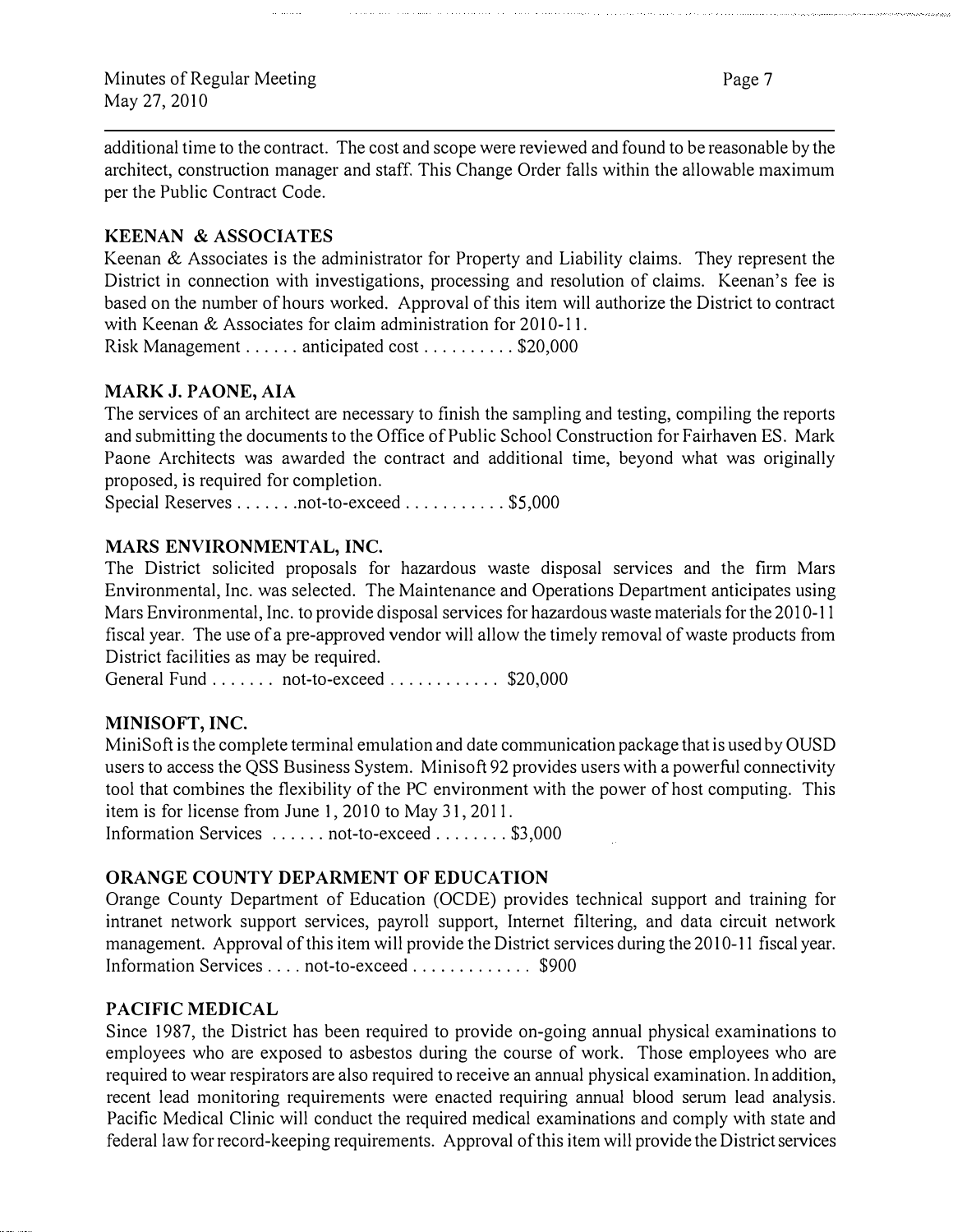additional time to the contract. The cost and scope were reviewed and found to be reasonable by the architect, construction manager and staff. This Change Order falls within the allowable maximum per the Public Contract Code.

**KEENAN & ASSOCIATES**

Keenan & Associates is the administrator for Property and Liability claims. They represent the District in connection with investigations, processing and resolution of claims. Keenan's fee is based on the number of hours worked. Approval of this item will authorize the District to contract with Keenan & Associates for claim administration for 2010-11.

Risk Management . . . . . . anticipated cost . . . . . . . . . . $20,000

**MARK J. PAONE, AIA**

The services of an architect are necessary to finish the sampling and testing, compiling the reports and submitting the documents to the Office of Public School Construction for Fairhaven ES. Mark Paone Architects was awarded the contract and additional time, beyond what was originally proposed, is required for completion.

Special Reserves . . . . . . .not-to-exceed . . . . . . . . . . . $5,000

**MARS ENVIRONMENTAL, INC.**

The District solicited proposals for hazardous waste disposal services and the firm Mars Environmental, Inc. was selected. The Maintenance and Operations Department anticipates using Mars Environmental, Inc. to provide disposal services for hazardous waste materials for the 2010-11 fiscal year. The use of a pre-approved vendor will allow the timely removal of waste products from District facilities as may be required.

General Fund . . . . . . . not-to-exceed . . . . . . . . . . . . $20,000

**MINISOFT, INC.**

MiniSoft is the complete terminal emulation and date communication package that is used by OUSD users to access the QSS Business System. Minisoft 92 provides users with a powerful connectivity tool that combines the flexibility of the PC environment with the power of host computing. This item is for license from June 1, 2010 to May 31, 2011.

Information Services . . . . . . not-to-exceed . . . . . . . . $3,000

**ORANGE COUNTY DEPARMENT OF EDUCATION**

Orange County Department of Education (OCDE) provides technical support and training for intranet network support services, payroll support, Internet filtering, and data circuit network management. Approval of this item will provide the District services during the 2010-11 fiscal year.

Information Services . . . . not-to-exceed . . . . . . . . . . . . . $900

**PACIFIC MEDICAL**

Since 1987, the District has been required to provide on-going annual physical examinations to employees who are exposed to asbestos during the course of work. Those employees who are required to wear respirators are also required to receive an annual physical examination. In addition, recent lead monitoring requirements were enacted requiring annual blood serum lead analysis. Pacific Medical Clinic will conduct the required medical examinations and comply with state and federal law for record-keeping requirements. Approval of this item will provide the District services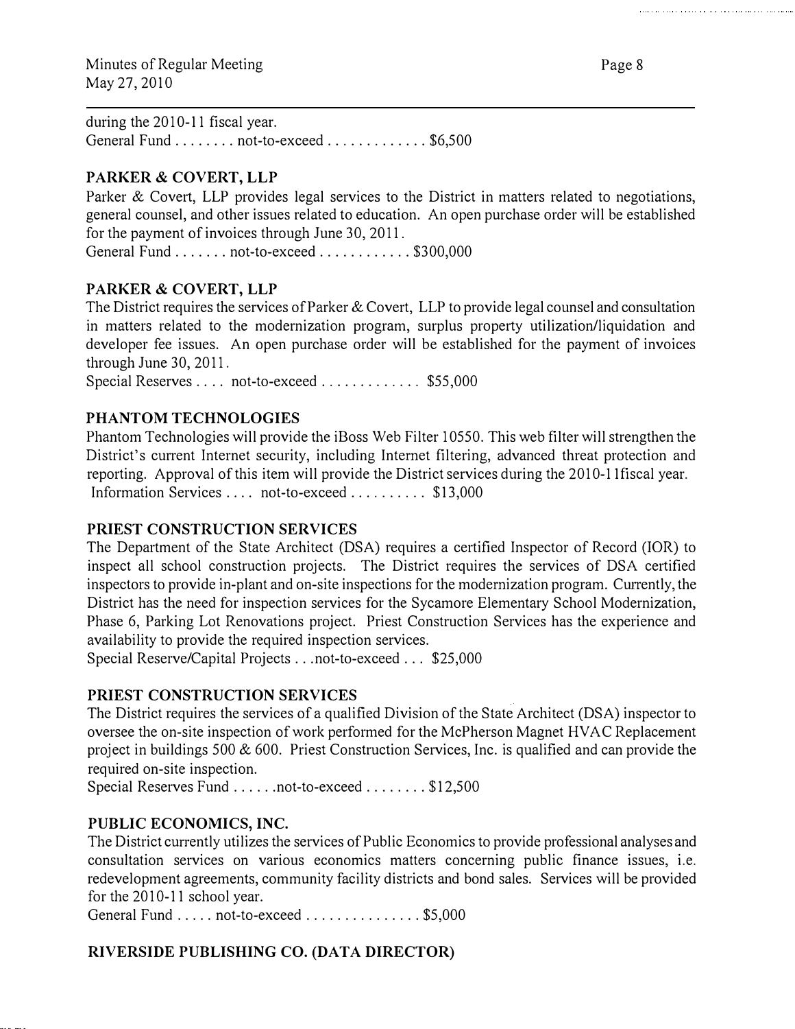during the 2010-11 fiscal year.
General Fund . . . . . . . . not-to-exceed . . . . . . . . . . . . . $6,500

**PARKER & COVERT, LLP**

Parker & Covert, LLP provides legal services to the District in matters related to negotiations, general counsel, and other issues related to education. An open purchase order will be established for the payment of invoices through June 30, 2011.
General Fund . . . . . . . not-to-exceed . . . . . . . . . . . . $300,000

**PARKER & COVERT, LLP**

The District requires the services of Parker & Covert, LLP to provide legal counsel and consultation in matters related to the modernization program, surplus property utilization/liquidation and developer fee issues. An open purchase order will be established for the payment of invoices through June 30, 2011.
Special Reserves . . . . not-to-exceed . . . . . . . . . . . . . $55,000

**PHANTOM TECHNOLOGIES**

Phantom Technologies will provide the iBoss Web Filter 10550. This web filter will strengthen the District's current Internet security, including Internet filtering, advanced threat protection and reporting. Approval of this item will provide the District services during the 2010-11fiscal year.
Information Services . . . . not-to-exceed . . . . . . . . . . $13,000

**PRIEST CONSTRUCTION SERVICES**

The Department of the State Architect (DSA) requires a certified Inspector of Record (IOR) to inspect all school construction projects. The District requires the services of DSA certified inspectors to provide in-plant and on-site inspections for the modernization program. Currently, the District has the need for inspection services for the Sycamore Elementary School Modernization, Phase 6, Parking Lot Renovations project. Priest Construction Services has the experience and availability to provide the required inspection services.
Special Reserve/Capital Projects . . .not-to-exceed . . . $25,000

**PRIEST CONSTRUCTION SERVICES**

The District requires the services of a qualified Division of the State Architect (DSA) inspector to oversee the on-site inspection of work performed for the McPherson Magnet HVAC Replacement project in buildings 500 & 600. Priest Construction Services, Inc. is qualified and can provide the required on-site inspection.
Special Reserves Fund . . . . . .not-to-exceed . . . . . . . . $12,500

**PUBLIC ECONOMICS, INC.**

The District currently utilizes the services of Public Economics to provide professional analyses and consultation services on various economics matters concerning public finance issues, i.e. redevelopment agreements, community facility districts and bond sales. Services will be provided for the 2010-11 school year.
General Fund . . . . . not-to-exceed . . . . . . . . . . . . . . . $5,000

**RIVERSIDE PUBLISHING CO. (DATA DIRECTOR)**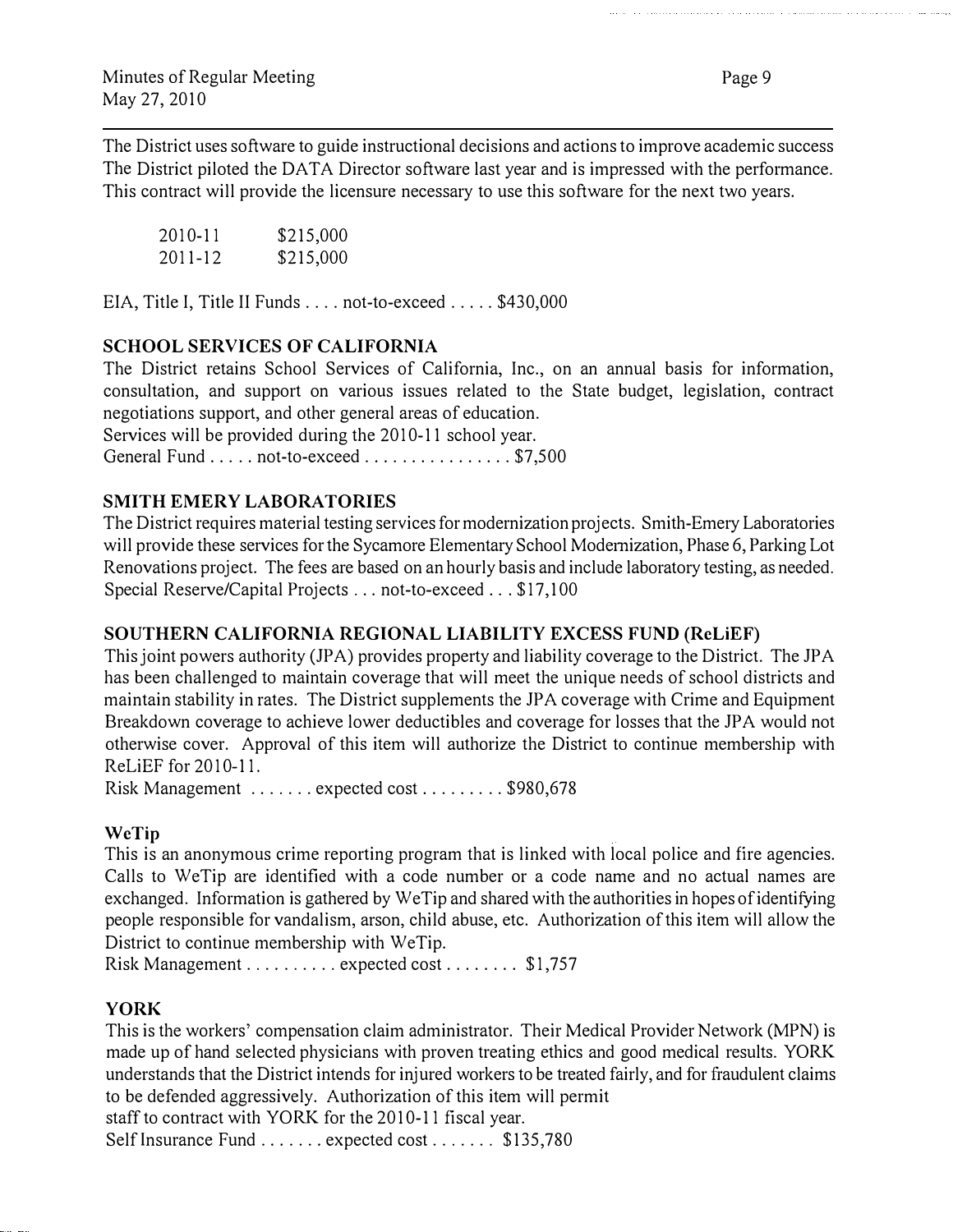The District uses software to guide instructional decisions and actions to improve academic success The District piloted the DATA Director software last year and is impressed with the performance. This contract will provide the licensure necessary to use this software for the next two years.

| | |
|---|---|
| 2010-11 | $215,000 |
| 2011-12 | $215,000 |

EIA, Title I, Title II Funds . . . . not-to-exceed . . . . . $430,000

**SCHOOL SERVICES OF CALIFORNIA**

The District retains School Services of California, Inc., on an annual basis for information, consultation, and support on various issues related to the State budget, legislation, contract negotiations support, and other general areas of education.
Services will be provided during the 2010-11 school year.
General Fund . . . . . not-to-exceed . . . . . . . . . . . . . . . . $7,500

**SMITH EMERY LABORATORIES**

The District requires material testing services for modernization projects. Smith-Emery Laboratories will provide these services for the Sycamore Elementary School Modernization, Phase 6, Parking Lot Renovations project. The fees are based on an hourly basis and include laboratory testing, as needed.
Special Reserve/Capital Projects . . . not-to-exceed . . . $17,100

**SOUTHERN CALIFORNIA REGIONAL LIABILITY EXCESS FUND (ReLiEF)**

This joint powers authority (JPA) provides property and liability coverage to the District. The JPA has been challenged to maintain coverage that will meet the unique needs of school districts and maintain stability in rates. The District supplements the JPA coverage with Crime and Equipment Breakdown coverage to achieve lower deductibles and coverage for losses that the JPA would not otherwise cover. Approval of this item will authorize the District to continue membership with ReLiEF for 2010-11.
Risk Management . . . . . . . expected cost . . . . . . . . . $980,678

**WeTip**

This is an anonymous crime reporting program that is linked with local police and fire agencies. Calls to WeTip are identified with a code number or a code name and no actual names are exchanged. Information is gathered by WeTip and shared with the authorities in hopes of identifying people responsible for vandalism, arson, child abuse, etc. Authorization of this item will allow the District to continue membership with WeTip.
Risk Management . . . . . . . . . . expected cost . . . . . . . . $1,757

**YORK**

This is the workers' compensation claim administrator. Their Medical Provider Network (MPN) is made up of hand selected physicians with proven treating ethics and good medical results. YORK understands that the District intends for injured workers to be treated fairly, and for fraudulent claims to be defended aggressively. Authorization of this item will permit
staff to contract with YORK for the 2010-11 fiscal year.
Self Insurance Fund . . . . . . . expected cost . . . . . . . $135,780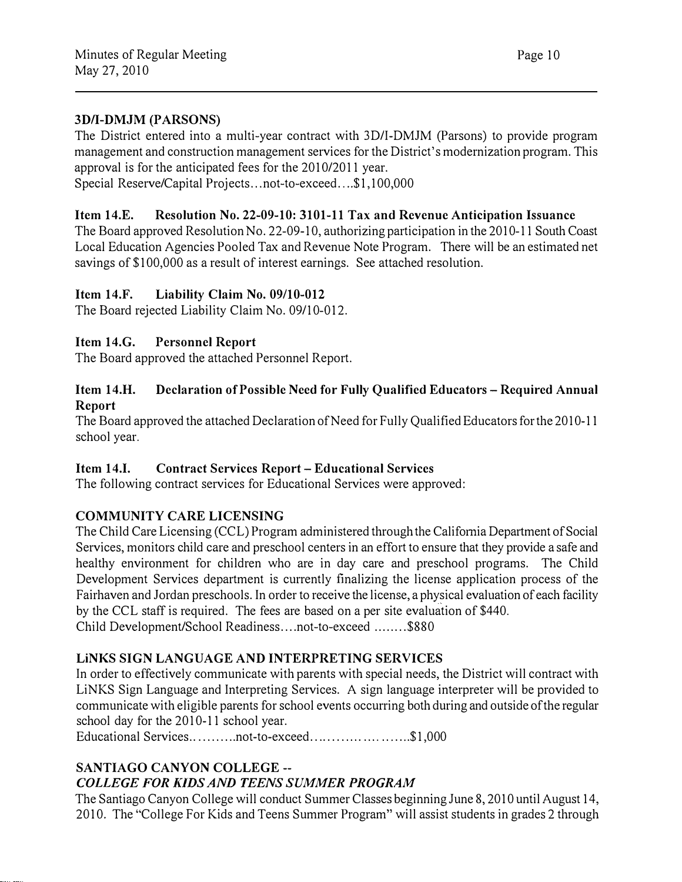**3D/I-DMJM (PARSONS)**

The District entered into a multi-year contract with 3D/I-DMJM (Parsons) to provide program management and construction management services for the District's modernization program. This approval is for the anticipated fees for the 2010/2011 year.

Special Reserve/Capital Projects…not-to-exceed….$1,100,000

**Item 14.E. Resolution No. 22-09-10: 3101-11 Tax and Revenue Anticipation Issuance**

The Board approved Resolution No. 22-09-10, authorizing participation in the 2010-11 South Coast Local Education Agencies Pooled Tax and Revenue Note Program. There will be an estimated net savings of $100,000 as a result of interest earnings. See attached resolution.

**Item 14.F. Liability Claim No. 09/10-012**

The Board rejected Liability Claim No. 09/10-012.

**Item 14.G. Personnel Report**

The Board approved the attached Personnel Report.

**Item 14.H. Declaration of Possible Need for Fully Qualified Educators – Required Annual Report**

The Board approved the attached Declaration of Need for Fully Qualified Educators for the 2010-11 school year.

**Item 14.I. Contract Services Report – Educational Services**

The following contract services for Educational Services were approved:

**COMMUNITY CARE LICENSING**

The Child Care Licensing (CCL) Program administered through the California Department of Social Services, monitors child care and preschool centers in an effort to ensure that they provide a safe and healthy environment for children who are in day care and preschool programs. The Child Development Services department is currently finalizing the license application process of the Fairhaven and Jordan preschools. In order to receive the license, a physical evaluation of each facility by the CCL staff is required. The fees are based on a per site evaluation of $440.

Child Development/School Readiness….not-to-exceed ……..$880

**LiNKS SIGN LANGUAGE AND INTERPRETING SERVICES**

In order to effectively communicate with parents with special needs, the District will contract with LiNKS Sign Language and Interpreting Services. A sign language interpreter will be provided to communicate with eligible parents for school events occurring both during and outside of the regular school day for the 2010-11 school year.

Educational Services.……….not-to-exceed…………………..$1,000

**SANTIAGO CANYON COLLEGE --**
***COLLEGE FOR KIDS AND TEENS SUMMER PROGRAM***

The Santiago Canyon College will conduct Summer Classes beginning June 8, 2010 until August 14, 2010. The "College For Kids and Teens Summer Program" will assist students in grades 2 through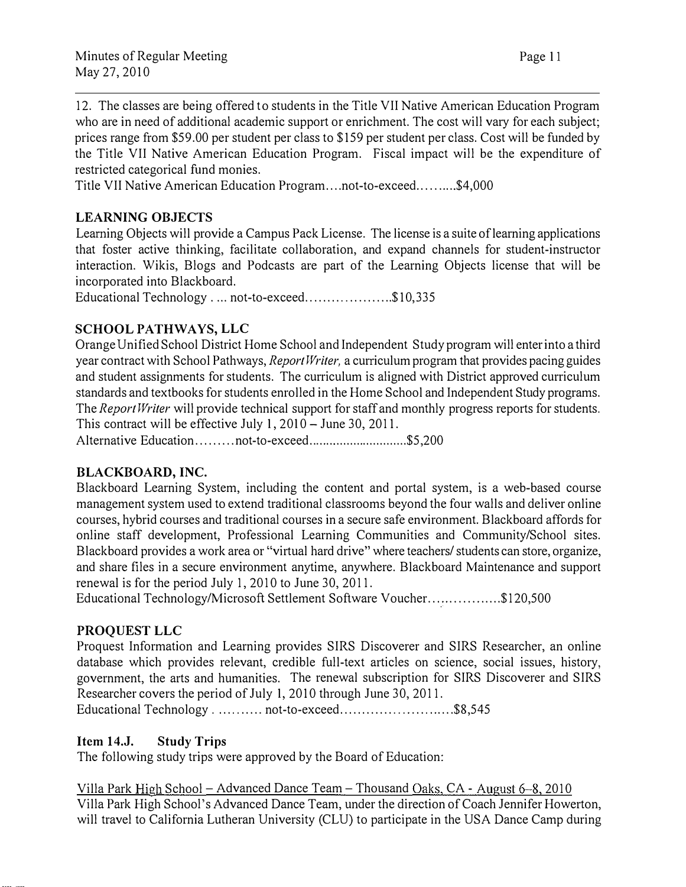12. The classes are being offered to students in the Title VII Native American Education Program who are in need of additional academic support or enrichment. The cost will vary for each subject; prices range from $59.00 per student per class to $159 per student per class. Cost will be funded by the Title VII Native American Education Program. Fiscal impact will be the expenditure of restricted categorical fund monies.
Title VII Native American Education Program....not-to-exceed..........$4,000

**LEARNING OBJECTS**
Learning Objects will provide a Campus Pack License. The license is a suite of learning applications that foster active thinking, facilitate collaboration, and expand channels for student-instructor interaction. Wikis, Blogs and Podcasts are part of the Learning Objects license that will be incorporated into Blackboard.
Educational Technology . ... not-to-exceed....................$10,335

**SCHOOL PATHWAYS, LLC**
Orange Unified School District Home School and Independent Study program will enter into a third year contract with School Pathways, *ReportWriter,* a curriculum program that provides pacing guides and student assignments for students. The curriculum is aligned with District approved curriculum standards and textbooks for students enrolled in the Home School and Independent Study programs. The *ReportWriter* will provide technical support for staff and monthly progress reports for students. This contract will be effective July 1, 2010 – June 30, 2011.
Alternative Education.........not-to-exceed.............................$5,200

**BLACKBOARD, INC.**
Blackboard Learning System, including the content and portal system, is a web-based course management system used to extend traditional classrooms beyond the four walls and deliver online courses, hybrid courses and traditional courses in a secure safe environment. Blackboard affords for online staff development, Professional Learning Communities and Community/School sites. Blackboard provides a work area or "virtual hard drive" where teachers/ students can store, organize, and share files in a secure environment anytime, anywhere. Blackboard Maintenance and support renewal is for the period July 1, 2010 to June 30, 2011.
Educational Technology/Microsoft Settlement Software Voucher.................$120,500

**PROQUEST LLC**
Proquest Information and Learning provides SIRS Discoverer and SIRS Researcher, an online database which provides relevant, credible full-text articles on science, social issues, history, government, the arts and humanities. The renewal subscription for SIRS Discoverer and SIRS Researcher covers the period of July 1, 2010 through June 30, 2011.
Educational Technology . .......... not-to-exceed...........................$8,545

**Item 14.J. Study Trips**
The following study trips were approved by the Board of Education:

Villa Park High School – Advanced Dance Team – Thousand Oaks, CA - August 6–8, 2010
Villa Park High School's Advanced Dance Team, under the direction of Coach Jennifer Howerton, will travel to California Lutheran University (CLU) to participate in the USA Dance Camp during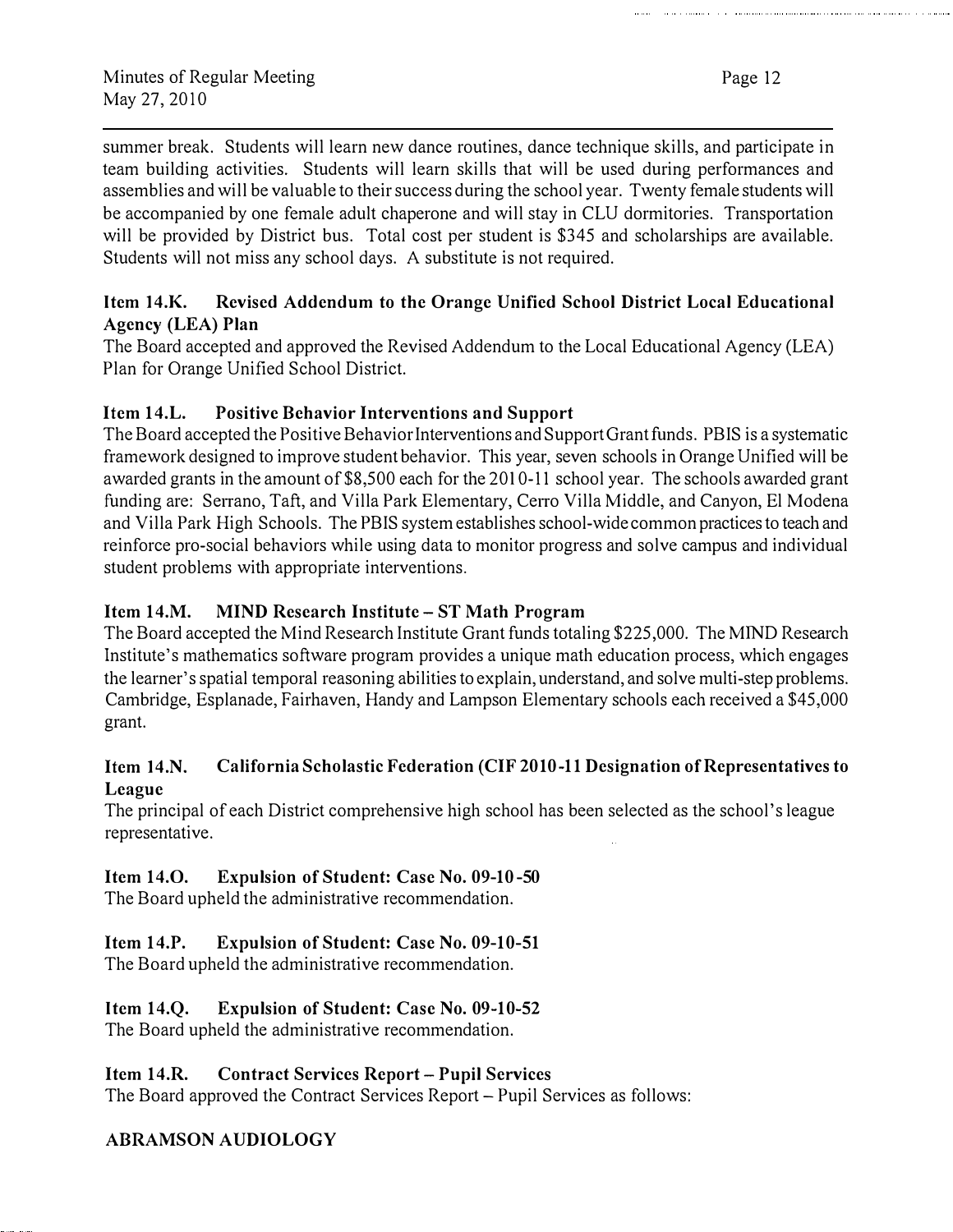summer break. Students will learn new dance routines, dance technique skills, and participate in team building activities. Students will learn skills that will be used during performances and assemblies and will be valuable to their success during the school year. Twenty female students will be accompanied by one female adult chaperone and will stay in CLU dormitories. Transportation will be provided by District bus. Total cost per student is $345 and scholarships are available. Students will not miss any school days. A substitute is not required.

**Item 14.K. Revised Addendum to the Orange Unified School District Local Educational Agency (LEA) Plan**

The Board accepted and approved the Revised Addendum to the Local Educational Agency (LEA) Plan for Orange Unified School District.

**Item 14.L. Positive Behavior Interventions and Support**

The Board accepted the Positive Behavior Interventions and Support Grant funds. PBIS is a systematic framework designed to improve student behavior. This year, seven schools in Orange Unified will be awarded grants in the amount of $8,500 each for the 2010-11 school year. The schools awarded grant funding are: Serrano, Taft, and Villa Park Elementary, Cerro Villa Middle, and Canyon, El Modena and Villa Park High Schools. The PBIS system establishes school-wide common practices to teach and reinforce pro-social behaviors while using data to monitor progress and solve campus and individual student problems with appropriate interventions.

**Item 14.M. MIND Research Institute – ST Math Program**

The Board accepted the Mind Research Institute Grant funds totaling $225,000. The MIND Research Institute's mathematics software program provides a unique math education process, which engages the learner's spatial temporal reasoning abilities to explain, understand, and solve multi-step problems. Cambridge, Esplanade, Fairhaven, Handy and Lampson Elementary schools each received a $45,000 grant.

**Item 14.N. California Scholastic Federation (CIF 2010-11 Designation of Representatives to League**

The principal of each District comprehensive high school has been selected as the school's league representative.

**Item 14.O. Expulsion of Student: Case No. 09-10-50**

The Board upheld the administrative recommendation.

**Item 14.P. Expulsion of Student: Case No. 09-10-51**

The Board upheld the administrative recommendation.

**Item 14.Q. Expulsion of Student: Case No. 09-10-52**

The Board upheld the administrative recommendation.

**Item 14.R. Contract Services Report – Pupil Services**

The Board approved the Contract Services Report – Pupil Services as follows:

**ABRAMSON AUDIOLOGY**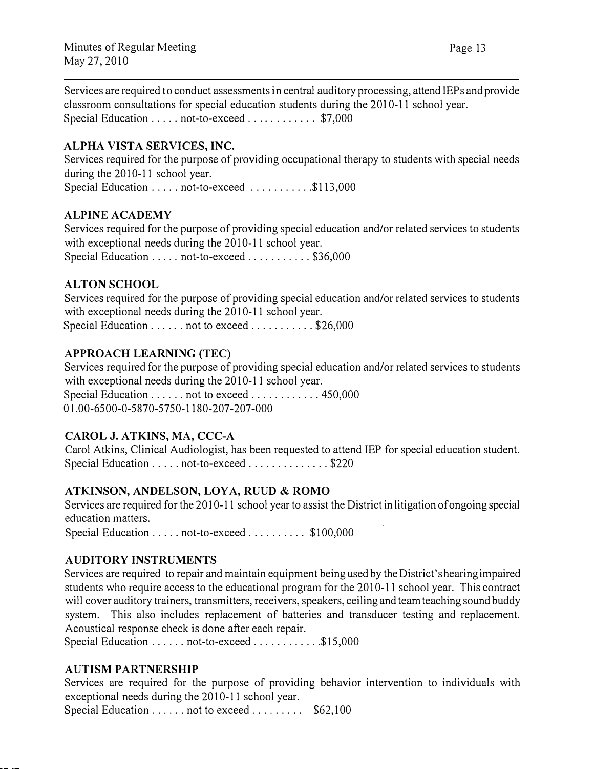Services are required to conduct assessments in central auditory processing, attend IEPs and provide classroom consultations for special education students during the 2010-11 school year.
Special Education . . . . . not-to-exceed . . . . . . . . . . . . $7,000

**ALPHA VISTA SERVICES, INC.**
Services required for the purpose of providing occupational therapy to students with special needs during the 2010-11 school year.
Special Education . . . . . not-to-exceed . . . . . . . . . . .$113,000

**ALPINE ACADEMY**
Services required for the purpose of providing special education and/or related services to students with exceptional needs during the 2010-11 school year.
Special Education . . . . . not-to-exceed . . . . . . . . . . . $36,000

**ALTON SCHOOL**
Services required for the purpose of providing special education and/or related services to students with exceptional needs during the 2010-11 school year.
Special Education . . . . . . not to exceed . . . . . . . . . . . $26,000

**APPROACH LEARNING (TEC)**
Services required for the purpose of providing special education and/or related services to students with exceptional needs during the 2010-11 school year.
Special Education . . . . . . not to exceed . . . . . . . . . . . . 450,000
01.00-6500-0-5870-5750-1180-207-207-000

**CAROL J. ATKINS, MA, CCC-A**
Carol Atkins, Clinical Audiologist, has been requested to attend IEP for special education student.
Special Education . . . . . not-to-exceed . . . . . . . . . . . . . . $220

**ATKINSON, ANDELSON, LOYA, RUUD & ROMO**
Services are required for the 2010-11 school year to assist the District in litigation of ongoing special education matters.
Special Education . . . . . not-to-exceed . . . . . . . . . . $100,000

**AUDITORY INSTRUMENTS**
Services are required to repair and maintain equipment being used by the District's hearing impaired students who require access to the educational program for the 2010-11 school year. This contract will cover auditory trainers, transmitters, receivers, speakers, ceiling and team teaching sound buddy system. This also includes replacement of batteries and transducer testing and replacement. Acoustical response check is done after each repair.
Special Education . . . . . . not-to-exceed . . . . . . . . . . . .$15,000

**AUTISM PARTNERSHIP**
Services are required for the purpose of providing behavior intervention to individuals with exceptional needs during the 2010-11 school year.
Special Education . . . . . . not to exceed . . . . . . . . . $62,100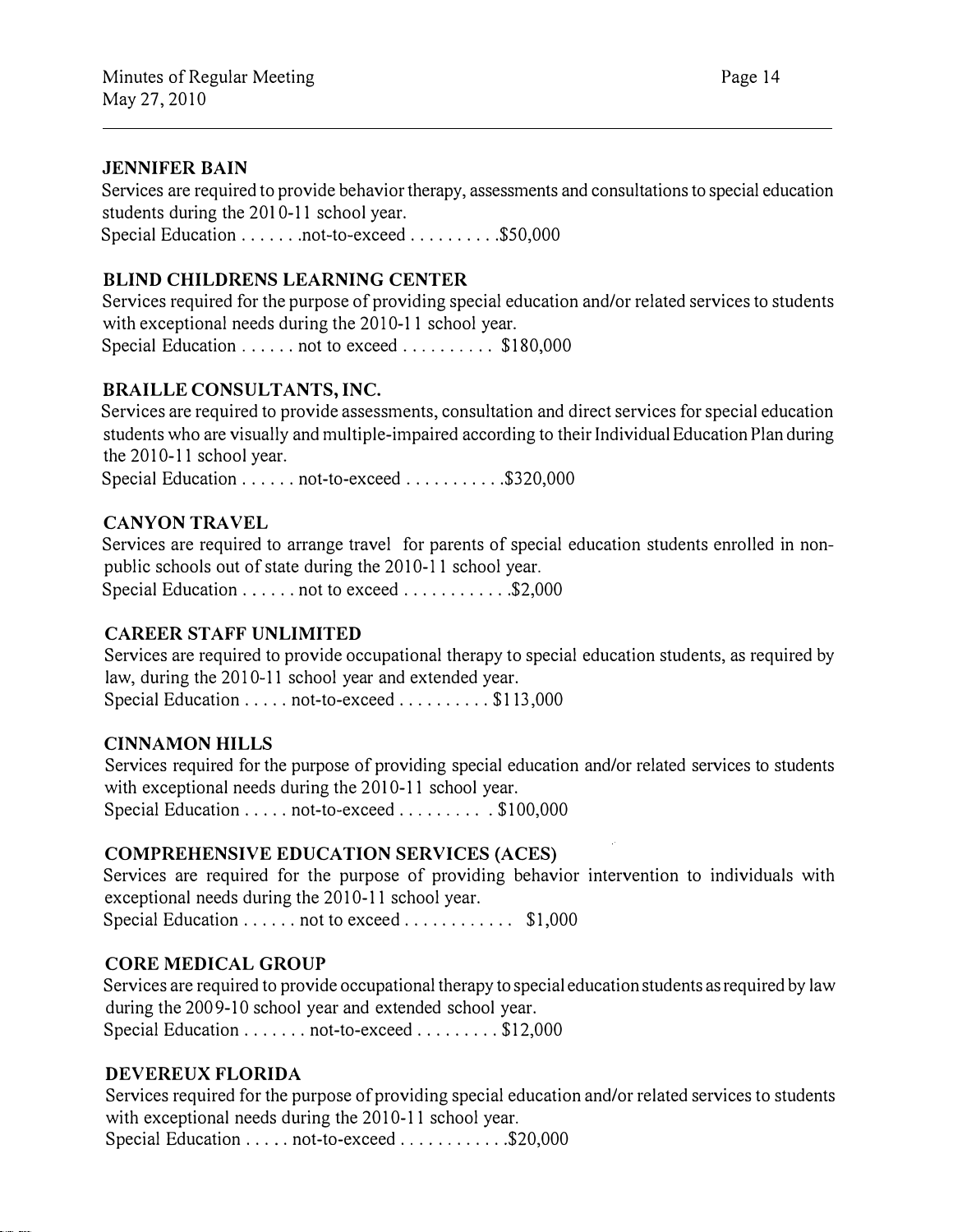**JENNIFER BAIN**

Services are required to provide behavior therapy, assessments and consultations to special education students during the 2010-11 school year.

Special Education . . . . . . .not-to-exceed . . . . . . . . . .$50,000

**BLIND CHILDRENS LEARNING CENTER**

Services required for the purpose of providing special education and/or related services to students with exceptional needs during the 2010-11 school year.

Special Education . . . . . . not to exceed . . . . . . . . . . $180,000

**BRAILLE CONSULTANTS, INC.**

Services are required to provide assessments, consultation and direct services for special education students who are visually and multiple-impaired according to their Individual Education Plan during the 2010-11 school year.

Special Education . . . . . . not-to-exceed . . . . . . . . . . .$320,000

**CANYON TRAVEL**

Services are required to arrange travel for parents of special education students enrolled in non-public schools out of state during the 2010-11 school year.

Special Education . . . . . . not to exceed . . . . . . . . . . . .$2,000

**CAREER STAFF UNLIMITED**

Services are required to provide occupational therapy to special education students, as required by law, during the 2010-11 school year and extended year.

Special Education . . . . . not-to-exceed . . . . . . . . . . $113,000

**CINNAMON HILLS**

Services required for the purpose of providing special education and/or related services to students with exceptional needs during the 2010-11 school year.

Special Education . . . . . not-to-exceed . . . . . . . . . . $100,000

**COMPREHENSIVE EDUCATION SERVICES (ACES)**

Services are required for the purpose of providing behavior intervention to individuals with exceptional needs during the 2010-11 school year.

Special Education . . . . . . not to exceed . . . . . . . . . . . . $1,000

**CORE MEDICAL GROUP**

Services are required to provide occupational therapy to special education students as required by law during the 2009-10 school year and extended school year.

Special Education . . . . . . . not-to-exceed . . . . . . . . . $12,000

**DEVEREUX FLORIDA**

Services required for the purpose of providing special education and/or related services to students with exceptional needs during the 2010-11 school year.

Special Education . . . . . not-to-exceed . . . . . . . . . . . .$20,000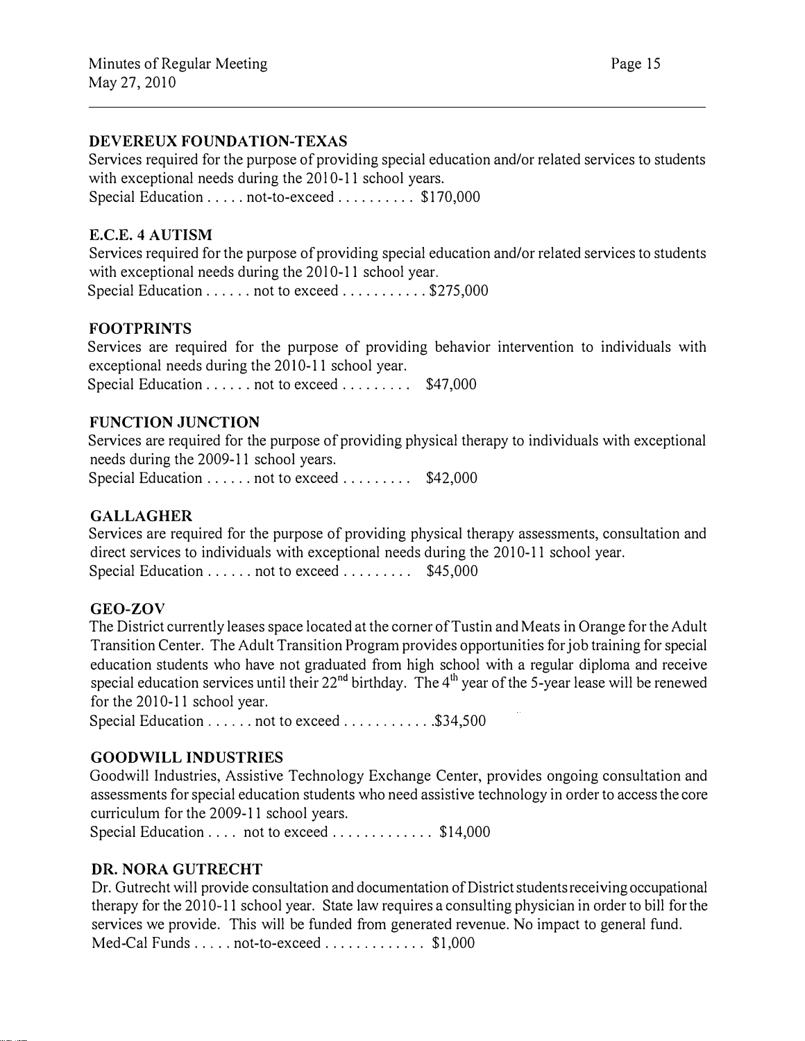**DEVEREUX FOUNDATION-TEXAS**
Services required for the purpose of providing special education and/or related services to students with exceptional needs during the 2010-11 school years.
Special Education . . . . . not-to-exceed . . . . . . . . . . $170,000

**E.C.E. 4 AUTISM**
Services required for the purpose of providing special education and/or related services to students with exceptional needs during the 2010-11 school year.
Special Education . . . . . . not to exceed . . . . . . . . . . . $275,000

**FOOTPRINTS**
Services are required for the purpose of providing behavior intervention to individuals with exceptional needs during the 2010-11 school year.
Special Education . . . . . . not to exceed . . . . . . . . . $47,000

**FUNCTION JUNCTION**
Services are required for the purpose of providing physical therapy to individuals with exceptional needs during the 2009-11 school years.
Special Education . . . . . . not to exceed . . . . . . . . . $42,000

**GALLAGHER**
Services are required for the purpose of providing physical therapy assessments, consultation and direct services to individuals with exceptional needs during the 2010-11 school year.
Special Education . . . . . . not to exceed . . . . . . . . . $45,000

**GEO-ZOV**
The District currently leases space located at the corner of Tustin and Meats in Orange for the Adult Transition Center. The Adult Transition Program provides opportunities for job training for special education students who have not graduated from high school with a regular diploma and receive special education services until their 22nd birthday. The 4th year of the 5-year lease will be renewed for the 2010-11 school year.
Special Education . . . . . . not to exceed . . . . . . . . . . . .$34,500

**GOODWILL INDUSTRIES**
Goodwill Industries, Assistive Technology Exchange Center, provides ongoing consultation and assessments for special education students who need assistive technology in order to access the core curriculum for the 2009-11 school years.
Special Education . . . . not to exceed . . . . . . . . . . . . . $14,000

**DR. NORA GUTRECHT**
Dr. Gutrecht will provide consultation and documentation of District students receiving occupational therapy for the 2010-11 school year. State law requires a consulting physician in order to bill for the services we provide. This will be funded from generated revenue. No impact to general fund.
Med-Cal Funds . . . . . not-to-exceed . . . . . . . . . . . . . $1,000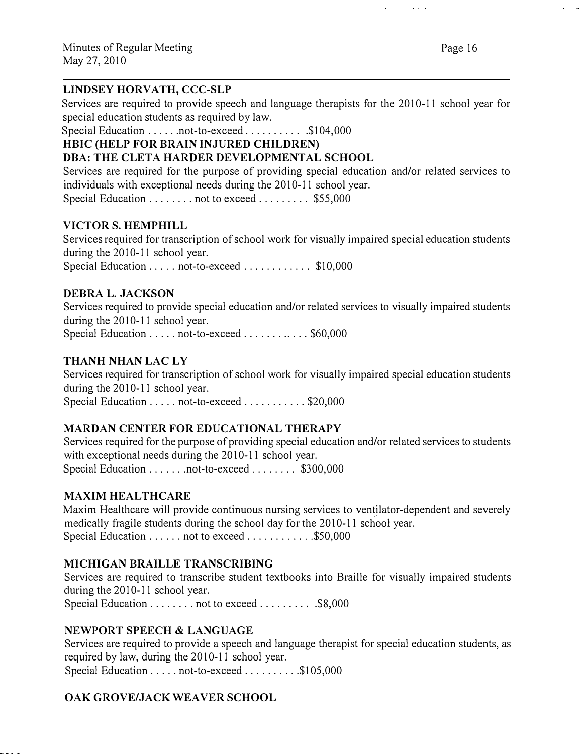**LINDSEY HORVATH, CCC-SLP**

Services are required to provide speech and language therapists for the 2010-11 school year for special education students as required by law.

Special Education . . . . . .not-to-exceed . . . . . . . . . . .$104,000

**HBIC (HELP FOR BRAIN INJURED CHILDREN)**

**DBA: THE CLETA HARDER DEVELOPMENTAL SCHOOL**

Services are required for the purpose of providing special education and/or related services to individuals with exceptional needs during the 2010-11 school year.

Special Education . . . . . . . . not to exceed . . . . . . . . . $55,000

**VICTOR S. HEMPHILL**

Services required for transcription of school work for visually impaired special education students during the 2010-11 school year.

Special Education . . . . . not-to-exceed . . . . . . . . . . . . $10,000

**DEBRA L. JACKSON**

Services required to provide special education and/or related services to visually impaired students during the 2010-11 school year.

Special Education . . . . . not-to-exceed . . . . . . . . . . . . $60,000

**THANH NHAN LAC LY**

Services required for transcription of school work for visually impaired special education students during the 2010-11 school year.

Special Education . . . . . not-to-exceed . . . . . . . . . . . $20,000

**MARDAN CENTER FOR EDUCATIONAL THERAPY**

Services required for the purpose of providing special education and/or related services to students with exceptional needs during the 2010-11 school year.

Special Education . . . . . . .not-to-exceed . . . . . . . . $300,000

**MAXIM HEALTHCARE**

Maxim Healthcare will provide continuous nursing services to ventilator-dependent and severely medically fragile students during the school day for the 2010-11 school year.

Special Education . . . . . . not to exceed . . . . . . . . . . . .$50,000

**MICHIGAN BRAILLE TRANSCRIBING**

Services are required to transcribe student textbooks into Braille for visually impaired students during the 2010-11 school year.

Special Education . . . . . . . . not to exceed . . . . . . . . . .$8,000

**NEWPORT SPEECH & LANGUAGE**

Services are required to provide a speech and language therapist for special education students, as required by law, during the 2010-11 school year.

Special Education . . . . . not-to-exceed . . . . . . . . . .$105,000

**OAK GROVE/JACK WEAVER SCHOOL**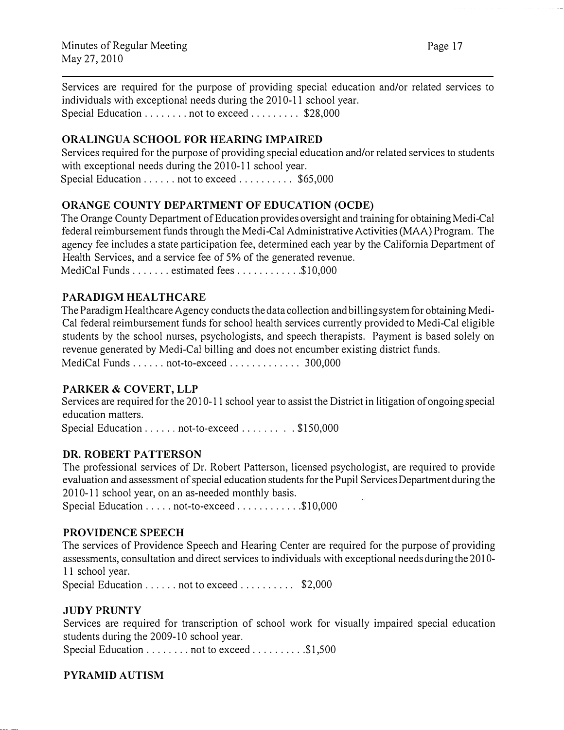Services are required for the purpose of providing special education and/or related services to individuals with exceptional needs during the 2010-11 school year.
Special Education . . . . . . . . not to exceed . . . . . . . . . $28,000

**ORALINGUA SCHOOL FOR HEARING IMPAIRED**
Services required for the purpose of providing special education and/or related services to students with exceptional needs during the 2010-11 school year.
Special Education . . . . . . not to exceed . . . . . . . . . . $65,000

**ORANGE COUNTY DEPARTMENT OF EDUCATION (OCDE)**
The Orange County Department of Education provides oversight and training for obtaining Medi-Cal federal reimbursement funds through the Medi-Cal Administrative Activities (MAA) Program. The agency fee includes a state participation fee, determined each year by the California Department of Health Services, and a service fee of 5% of the generated revenue.
MediCal Funds . . . . . . . estimated fees . . . . . . . . . . . .$10,000

**PARADIGM HEALTHCARE**
The Paradigm Healthcare Agency conducts the data collection and billing system for obtaining Medi-Cal federal reimbursement funds for school health services currently provided to Medi-Cal eligible students by the school nurses, psychologists, and speech therapists. Payment is based solely on revenue generated by Medi-Cal billing and does not encumber existing district funds.
MediCal Funds . . . . . . not-to-exceed . . . . . . . . . . . . . 300,000

**PARKER & COVERT, LLP**
Services are required for the 2010-11 school year to assist the District in litigation of ongoing special education matters.
Special Education . . . . . . not-to-exceed . . . . . . . . . $150,000

**DR. ROBERT PATTERSON**
The professional services of Dr. Robert Patterson, licensed psychologist, are required to provide evaluation and assessment of special education students for the Pupil Services Department during the 2010-11 school year, on an as-needed monthly basis.
Special Education . . . . . not-to-exceed . . . . . . . . . . . .$10,000

**PROVIDENCE SPEECH**
The services of Providence Speech and Hearing Center are required for the purpose of providing assessments, consultation and direct services to individuals with exceptional needs during the 2010-11 school year.
Special Education . . . . . . not to exceed . . . . . . . . . . $2,000

**JUDY PRUNTY**
Services are required for transcription of school work for visually impaired special education students during the 2009-10 school year.
Special Education . . . . . . . . not to exceed . . . . . . . . . .$1,500

**PYRAMID AUTISM**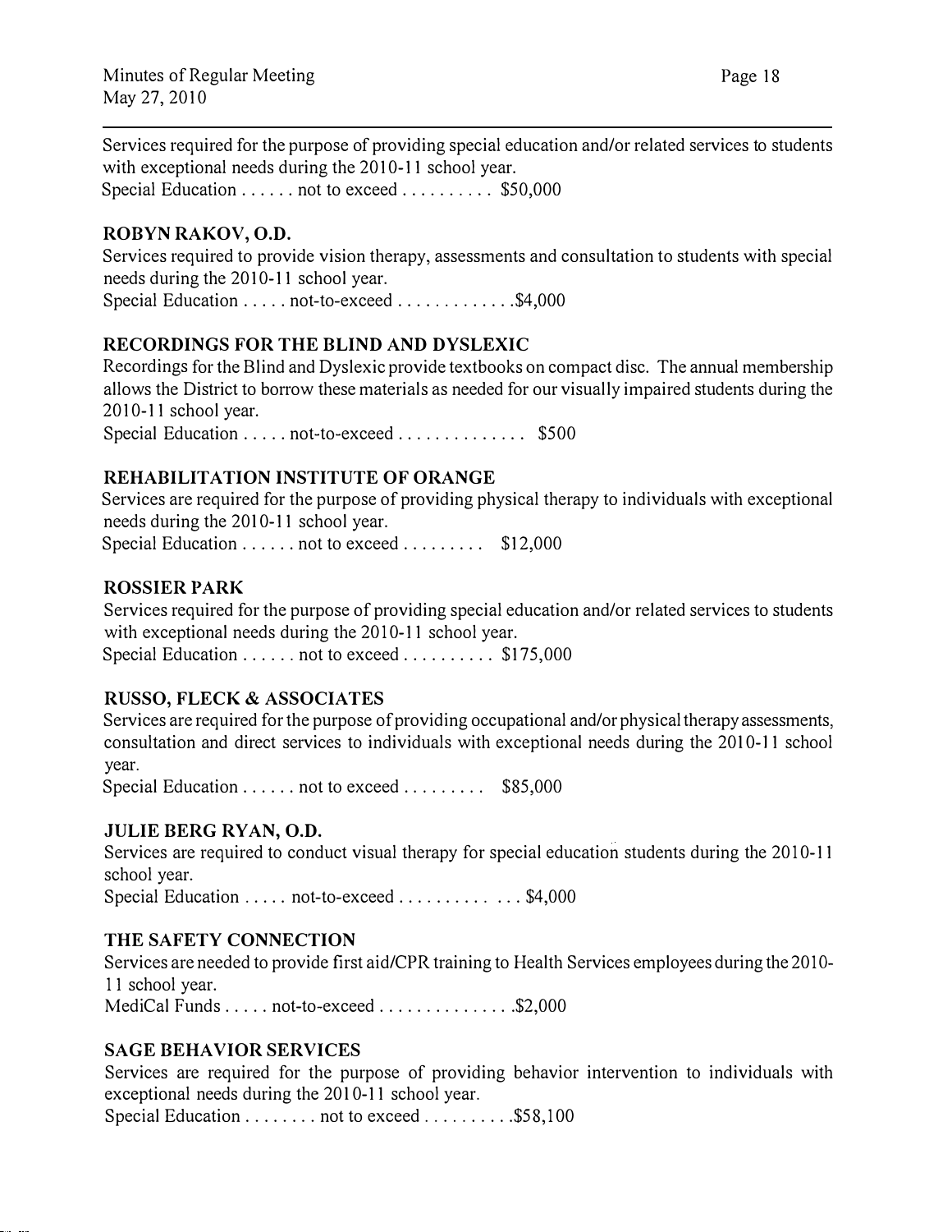Services required for the purpose of providing special education and/or related services to students with exceptional needs during the 2010-11 school year.
Special Education . . . . . . not to exceed . . . . . . . . . . $50,000

**ROBYN RAKOV, O.D.**
Services required to provide vision therapy, assessments and consultation to students with special needs during the 2010-11 school year.
Special Education . . . . . not-to-exceed . . . . . . . . . . . . .$4,000

**RECORDINGS FOR THE BLIND AND DYSLEXIC**
Recordings for the Blind and Dyslexic provide textbooks on compact disc. The annual membership allows the District to borrow these materials as needed for our visually impaired students during the 2010-11 school year.
Special Education . . . . . not-to-exceed . . . . . . . . . . . . . . $500

**REHABILITATION INSTITUTE OF ORANGE**
Services are required for the purpose of providing physical therapy to individuals with exceptional needs during the 2010-11 school year.
Special Education . . . . . . not to exceed . . . . . . . . . $12,000

**ROSSIER PARK**
Services required for the purpose of providing special education and/or related services to students with exceptional needs during the 2010-11 school year.
Special Education . . . . . . not to exceed . . . . . . . . . . $175,000

**RUSSO, FLECK & ASSOCIATES**
Services are required for the purpose of providing occupational and/or physical therapy assessments, consultation and direct services to individuals with exceptional needs during the 2010-11 school year.
Special Education . . . . . . not to exceed . . . . . . . . . $85,000

**JULIE BERG RYAN, O.D.**
Services are required to conduct visual therapy for special education students during the 2010-11 school year.
Special Education . . . . . not-to-exceed . . . . . . . . . . . . . . $4,000

**THE SAFETY CONNECTION**
Services are needed to provide first aid/CPR training to Health Services employees during the 2010-11 school year.
MediCal Funds . . . . . not-to-exceed . . . . . . . . . . . . . . .$2,000

**SAGE BEHAVIOR SERVICES**
Services are required for the purpose of providing behavior intervention to individuals with exceptional needs during the 2010-11 school year.
Special Education . . . . . . . . not to exceed . . . . . . . . . .$58,100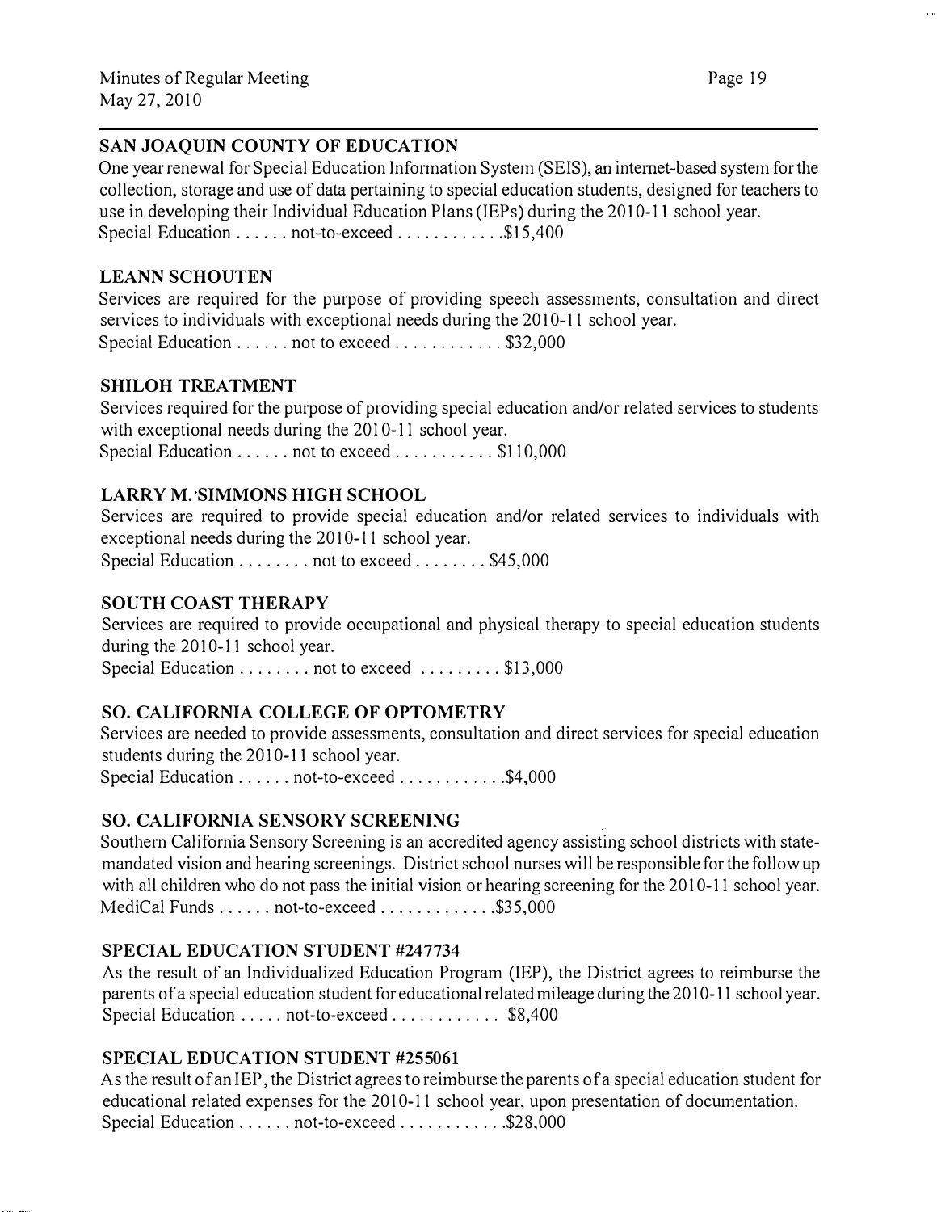**SAN JOAQUIN COUNTY OF EDUCATION**

One year renewal for Special Education Information System (SEIS), an internet-based system for the collection, storage and use of data pertaining to special education students, designed for teachers to use in developing their Individual Education Plans (IEPs) during the 2010-11 school year.

Special Education . . . . . . not-to-exceed . . . . . . . . . . . .$15,400

**LEANN SCHOUTEN**

Services are required for the purpose of providing speech assessments, consultation and direct services to individuals with exceptional needs during the 2010-11 school year.

Special Education . . . . . . not to exceed . . . . . . . . . . . . $32,000

**SHILOH TREATMENT**

Services required for the purpose of providing special education and/or related services to students with exceptional needs during the 2010-11 school year.

Special Education . . . . . . not to exceed . . . . . . . . . . . $110,000

**LARRY M. SIMMONS HIGH SCHOOL**

Services are required to provide special education and/or related services to individuals with exceptional needs during the 2010-11 school year.

Special Education . . . . . . . . not to exceed . . . . . . . . $45,000

**SOUTH COAST THERAPY**

Services are required to provide occupational and physical therapy to special education students during the 2010-11 school year.

Special Education . . . . . . . . not to exceed . . . . . . . . . $13,000

**SO. CALIFORNIA COLLEGE OF OPTOMETRY**

Services are needed to provide assessments, consultation and direct services for special education students during the 2010-11 school year.

Special Education . . . . . . not-to-exceed . . . . . . . . . . . .$4,000

**SO. CALIFORNIA SENSORY SCREENING**

Southern California Sensory Screening is an accredited agency assisting school districts with state-mandated vision and hearing screenings. District school nurses will be responsible for the follow up with all children who do not pass the initial vision or hearing screening for the 2010-11 school year.

MediCal Funds . . . . . . not-to-exceed . . . . . . . . . . . . .$35,000

**SPECIAL EDUCATION STUDENT #247734**

As the result of an Individualized Education Program (IEP), the District agrees to reimburse the parents of a special education student for educational related mileage during the 2010-11 school year.

Special Education . . . . . not-to-exceed . . . . . . . . . . . . $8,400

**SPECIAL EDUCATION STUDENT #255061**

As the result of an IEP, the District agrees to reimburse the parents of a special education student for educational related expenses for the 2010-11 school year, upon presentation of documentation.

Special Education . . . . . . not-to-exceed . . . . . . . . . . . .$28,000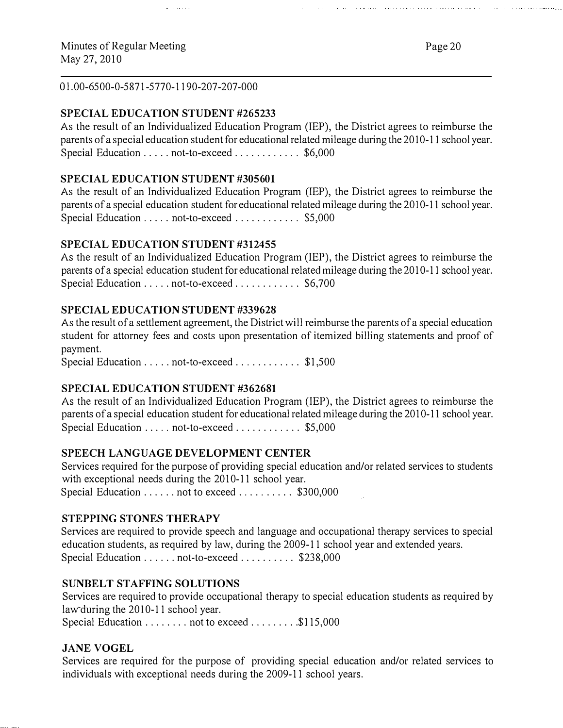01.00-6500-0-5871-5770-1190-207-207-000

**SPECIAL EDUCATION STUDENT #265233**

As the result of an Individualized Education Program (IEP), the District agrees to reimburse the parents of a special education student for educational related mileage during the 2010-11 school year.
Special Education . . . . . not-to-exceed . . . . . . . . . . . . $6,000

**SPECIAL EDUCATION STUDENT #305601**

As the result of an Individualized Education Program (IEP), the District agrees to reimburse the parents of a special education student for educational related mileage during the 2010-11 school year.
Special Education . . . . . not-to-exceed . . . . . . . . . . . . $5,000

**SPECIAL EDUCATION STUDENT #312455**

As the result of an Individualized Education Program (IEP), the District agrees to reimburse the parents of a special education student for educational related mileage during the 2010-11 school year.
Special Education . . . . . not-to-exceed . . . . . . . . . . . . $6,700

**SPECIAL EDUCATION STUDENT #339628**

As the result of a settlement agreement, the District will reimburse the parents of a special education student for attorney fees and costs upon presentation of itemized billing statements and proof of payment.
Special Education . . . . . not-to-exceed . . . . . . . . . . . . $1,500

**SPECIAL EDUCATION STUDENT #362681**

As the result of an Individualized Education Program (IEP), the District agrees to reimburse the parents of a special education student for educational related mileage during the 2010-11 school year.
Special Education . . . . . not-to-exceed . . . . . . . . . . . . $5,000

**SPEECH LANGUAGE DEVELOPMENT CENTER**

Services required for the purpose of providing special education and/or related services to students with exceptional needs during the 2010-11 school year.
Special Education . . . . . . not to exceed . . . . . . . . . . $300,000

**STEPPING STONES THERAPY**

Services are required to provide speech and language and occupational therapy services to special education students, as required by law, during the 2009-11 school year and extended years.
Special Education . . . . . . not-to-exceed . . . . . . . . . . $238,000

**SUNBELT STAFFING SOLUTIONS**

Services are required to provide occupational therapy to special education students as required by law during the 2010-11 school year.
Special Education . . . . . . . . not to exceed . . . . . . . . . $115,000

**JANE VOGEL**

Services are required for the purpose of providing special education and/or related services to individuals with exceptional needs during the 2009-11 school years.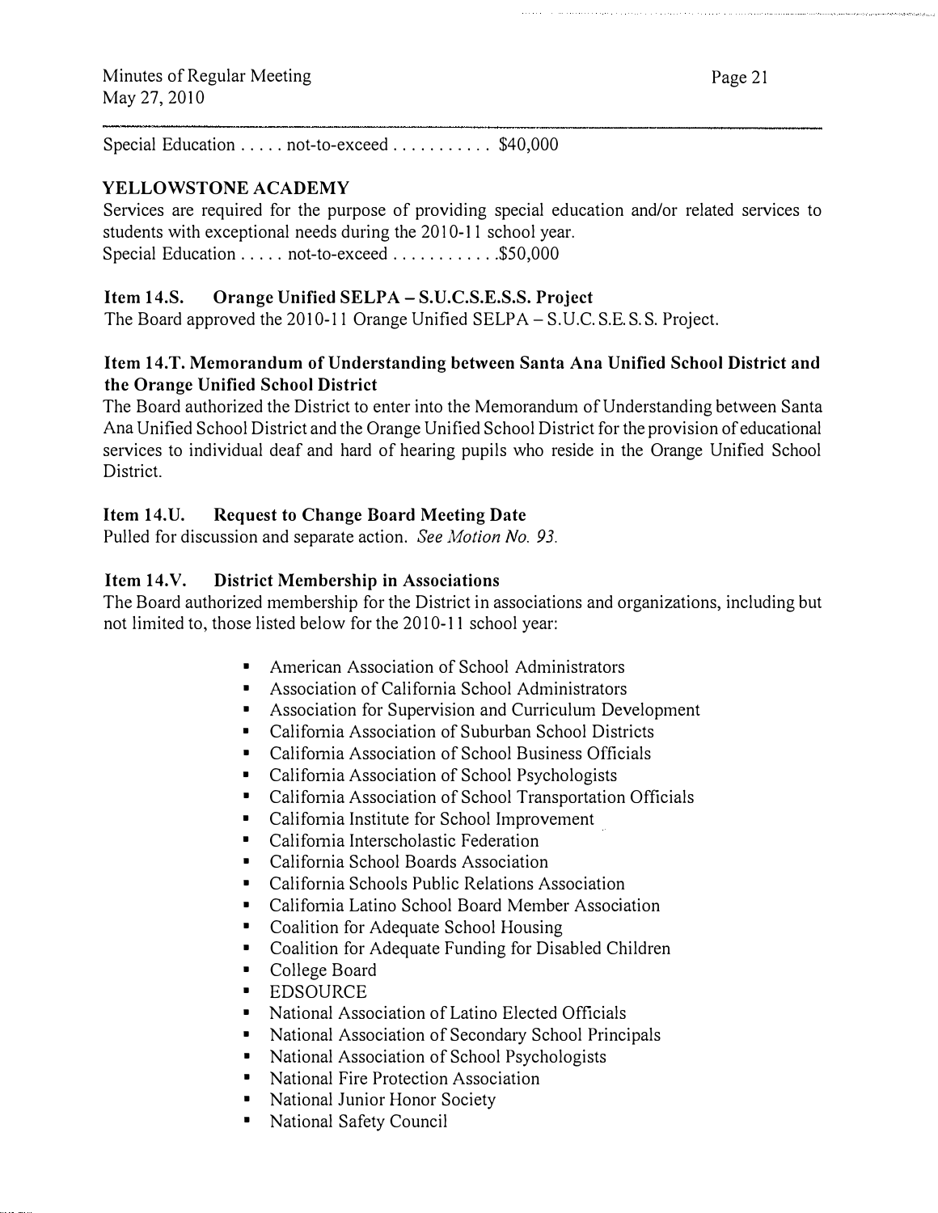Special Education . . . . . not-to-exceed . . . . . . . . . . . $40,000

**YELLOWSTONE ACADEMY**

Services are required for the purpose of providing special education and/or related services to students with exceptional needs during the 2010-11 school year.

Special Education . . . . . not-to-exceed . . . . . . . . . . . .$50,000

**Item 14.S. Orange Unified SELPA – S.U.C.S.E.S.S. Project**

The Board approved the 2010-11 Orange Unified SELPA – S.U.C. S.E. S. S. Project.

**Item 14.T. Memorandum of Understanding between Santa Ana Unified School District and the Orange Unified School District**

The Board authorized the District to enter into the Memorandum of Understanding between Santa Ana Unified School District and the Orange Unified School District for the provision of educational services to individual deaf and hard of hearing pupils who reside in the Orange Unified School District.

**Item 14.U. Request to Change Board Meeting Date**

Pulled for discussion and separate action. *See Motion No. 93.*

**Item 14.V. District Membership in Associations**

The Board authorized membership for the District in associations and organizations, including but not limited to, those listed below for the 2010-11 school year:

- American Association of School Administrators
- Association of California School Administrators
- Association for Supervision and Curriculum Development
- California Association of Suburban School Districts
- California Association of School Business Officials
- California Association of School Psychologists
- California Association of School Transportation Officials
- California Institute for School Improvement
- California Interscholastic Federation
- California School Boards Association
- California Schools Public Relations Association
- California Latino School Board Member Association
- Coalition for Adequate School Housing
- Coalition for Adequate Funding for Disabled Children
- College Board
- EDSOURCE
- National Association of Latino Elected Officials
- National Association of Secondary School Principals
- National Association of School Psychologists
- National Fire Protection Association
- National Junior Honor Society
- National Safety Council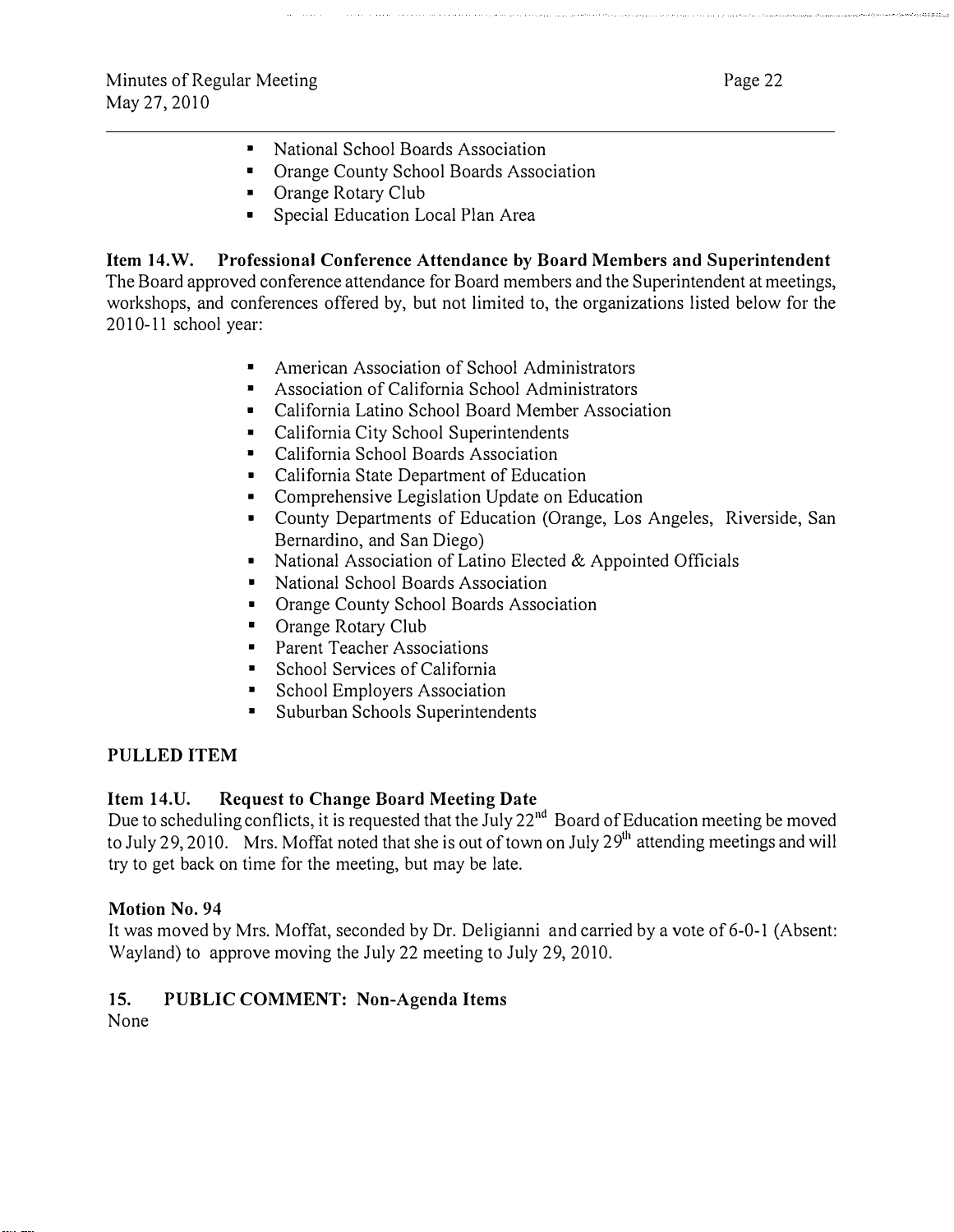- National School Boards Association
- Orange County School Boards Association
- Orange Rotary Club
- Special Education Local Plan Area

**Item 14.W. Professional Conference Attendance by Board Members and Superintendent**
The Board approved conference attendance for Board members and the Superintendent at meetings, workshops, and conferences offered by, but not limited to, the organizations listed below for the 2010-11 school year:

- American Association of School Administrators
- Association of California School Administrators
- California Latino School Board Member Association
- California City School Superintendents
- California School Boards Association
- California State Department of Education
- Comprehensive Legislation Update on Education
- County Departments of Education (Orange, Los Angeles, Riverside, San Bernardino, and San Diego)
- National Association of Latino Elected & Appointed Officials
- National School Boards Association
- Orange County School Boards Association
- Orange Rotary Club
- Parent Teacher Associations
- School Services of California
- School Employers Association
- Suburban Schools Superintendents

**PULLED ITEM**

**Item 14.U. Request to Change Board Meeting Date**
Due to scheduling conflicts, it is requested that the July 22nd Board of Education meeting be moved to July 29, 2010. Mrs. Moffat noted that she is out of town on July 29th attending meetings and will try to get back on time for the meeting, but may be late.

**Motion No. 94**
It was moved by Mrs. Moffat, seconded by Dr. Deligianni and carried by a vote of 6-0-1 (Absent: Wayland) to approve moving the July 22 meeting to July 29, 2010.

**15. PUBLIC COMMENT: Non-Agenda Items**
None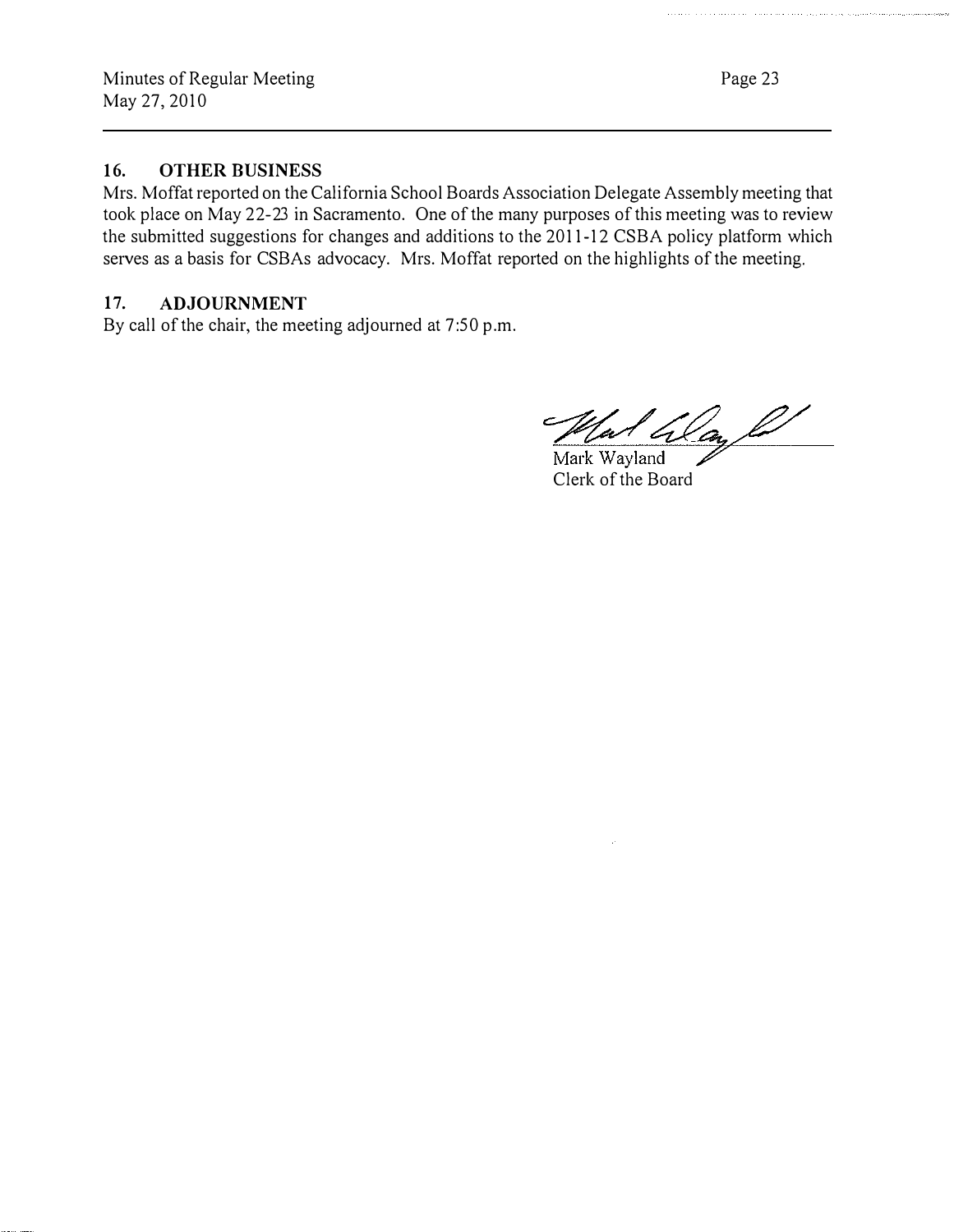## 16. OTHER BUSINESS

Mrs. Moffat reported on the California School Boards Association Delegate Assembly meeting that took place on May 22-23 in Sacramento. One of the many purposes of this meeting was to review the submitted suggestions for changes and additions to the 2011-12 CSBA policy platform which serves as a basis for CSBAs advocacy. Mrs. Moffat reported on the highlights of the meeting.

## 17. ADJOURNMENT

By call of the chair, the meeting adjourned at 7:50 p.m.

Mark Wayland
Clerk of the Board